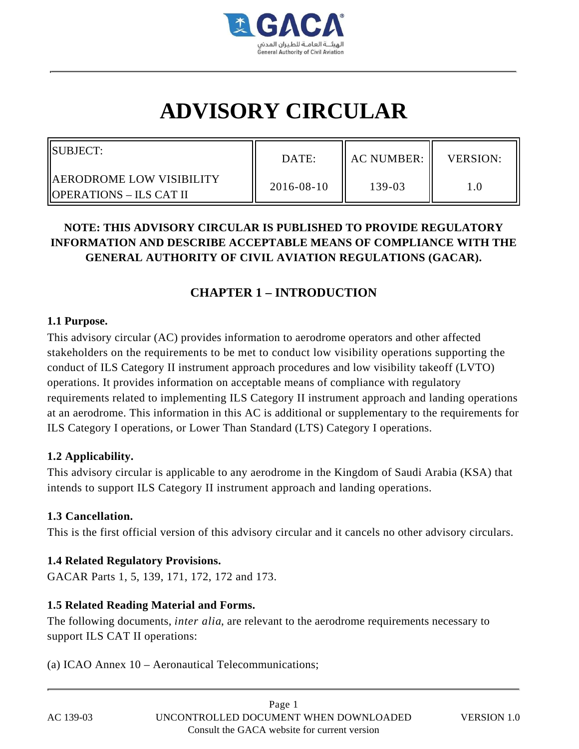# ADVISORY CIRCULAR

| SUBJECT: AERODROME LOW VISIBILITY OPERATIONS – ILS CAT II | DATE: | AC NUMBER: | VERSION: |
|---|---|---|---|
| | 2016-08-10 | 139-03 | 1.0 |

**NOTE: THIS ADVISORY CIRCULAR IS PUBLISHED TO PROVIDE REGULATORY INFORMATION AND DESCRIBE ACCEPTABLE MEANS OF COMPLIANCE WITH THE GENERAL AUTHORITY OF CIVIL AVIATION REGULATIONS (GACAR).**

## CHAPTER 1 – INTRODUCTION

### 1.1 Purpose.

This advisory circular (AC) provides information to aerodrome operators and other affected stakeholders on the requirements to be met to conduct low visibility operations supporting the conduct of ILS Category II instrument approach procedures and low visibility takeoff (LVTO) operations. It provides information on acceptable means of compliance with regulatory requirements related to implementing ILS Category II instrument approach and landing operations at an aerodrome. This information in this AC is additional or supplementary to the requirements for ILS Category I operations, or Lower Than Standard (LTS) Category I operations.

### 1.2 Applicability.

This advisory circular is applicable to any aerodrome in the Kingdom of Saudi Arabia (KSA) that intends to support ILS Category II instrument approach and landing operations.

### 1.3 Cancellation.

This is the first official version of this advisory circular and it cancels no other advisory circulars.

### 1.4 Related Regulatory Provisions.

GACAR Parts 1, 5, 139, 171, 172, 172 and 173.

### 1.5 Related Reading Material and Forms.

The following documents, *inter alia*, are relevant to the aerodrome requirements necessary to support ILS CAT II operations:

(a) ICAO Annex 10 – Aeronautical Telecommunications;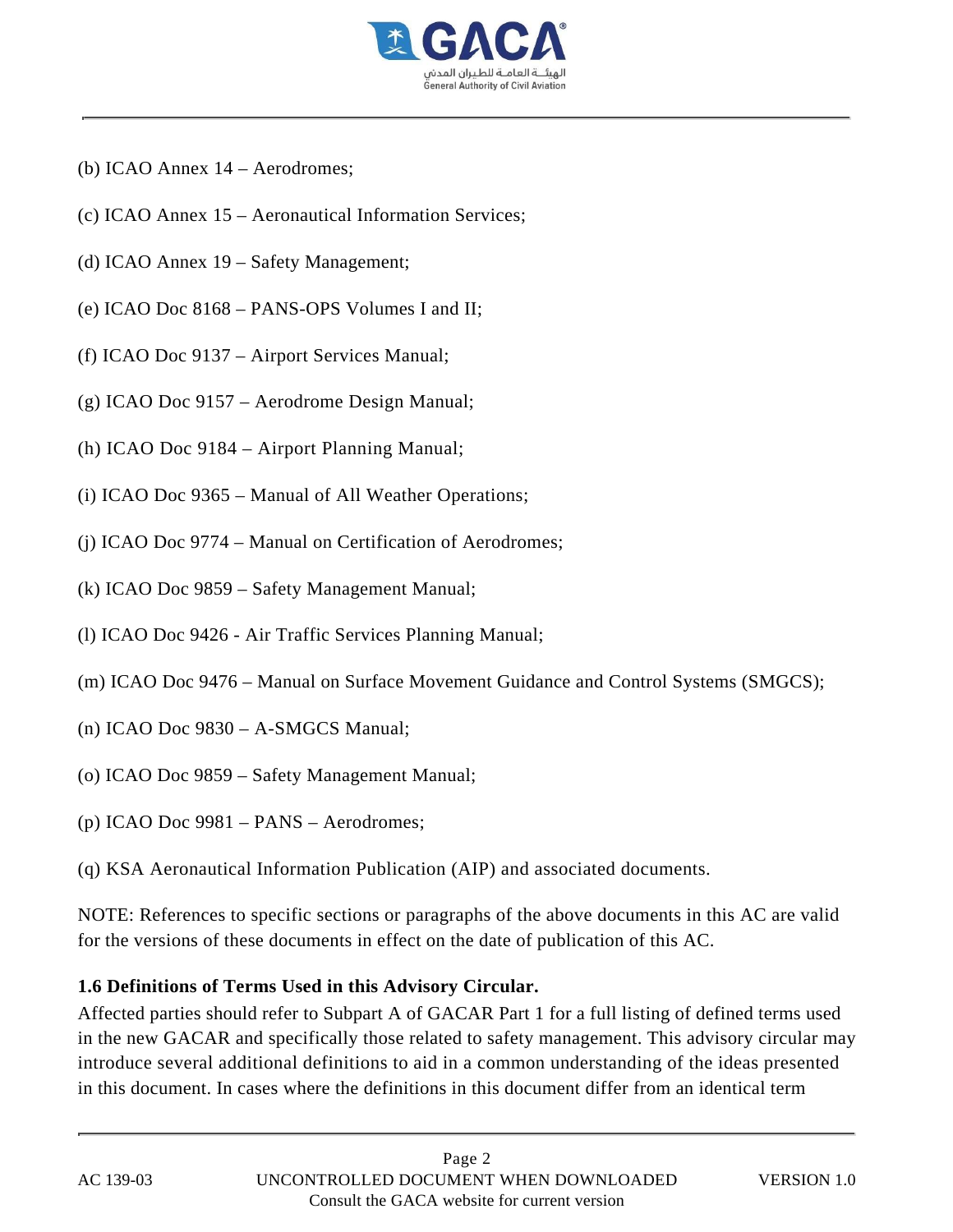(b) ICAO Annex 14 – Aerodromes;

(c) ICAO Annex 15 – Aeronautical Information Services;

(d) ICAO Annex 19 – Safety Management;

(e) ICAO Doc 8168 – PANS-OPS Volumes I and II;

(f) ICAO Doc 9137 – Airport Services Manual;

(g) ICAO Doc 9157 – Aerodrome Design Manual;

(h) ICAO Doc 9184 – Airport Planning Manual;

(i) ICAO Doc 9365 – Manual of All Weather Operations;

(j) ICAO Doc 9774 – Manual on Certification of Aerodromes;

(k) ICAO Doc 9859 – Safety Management Manual;

(l) ICAO Doc 9426 - Air Traffic Services Planning Manual;

(m) ICAO Doc 9476 – Manual on Surface Movement Guidance and Control Systems (SMGCS);

(n) ICAO Doc 9830 – A-SMGCS Manual;

(o) ICAO Doc 9859 – Safety Management Manual;

(p) ICAO Doc 9981 – PANS – Aerodromes;

(q) KSA Aeronautical Information Publication (AIP) and associated documents.

NOTE: References to specific sections or paragraphs of the above documents in this AC are valid for the versions of these documents in effect on the date of publication of this AC.

**1.6 Definitions of Terms Used in this Advisory Circular.**

Affected parties should refer to Subpart A of GACAR Part 1 for a full listing of defined terms used in the new GACAR and specifically those related to safety management. This advisory circular may introduce several additional definitions to aid in a common understanding of the ideas presented in this document. In cases where the definitions in this document differ from an identical term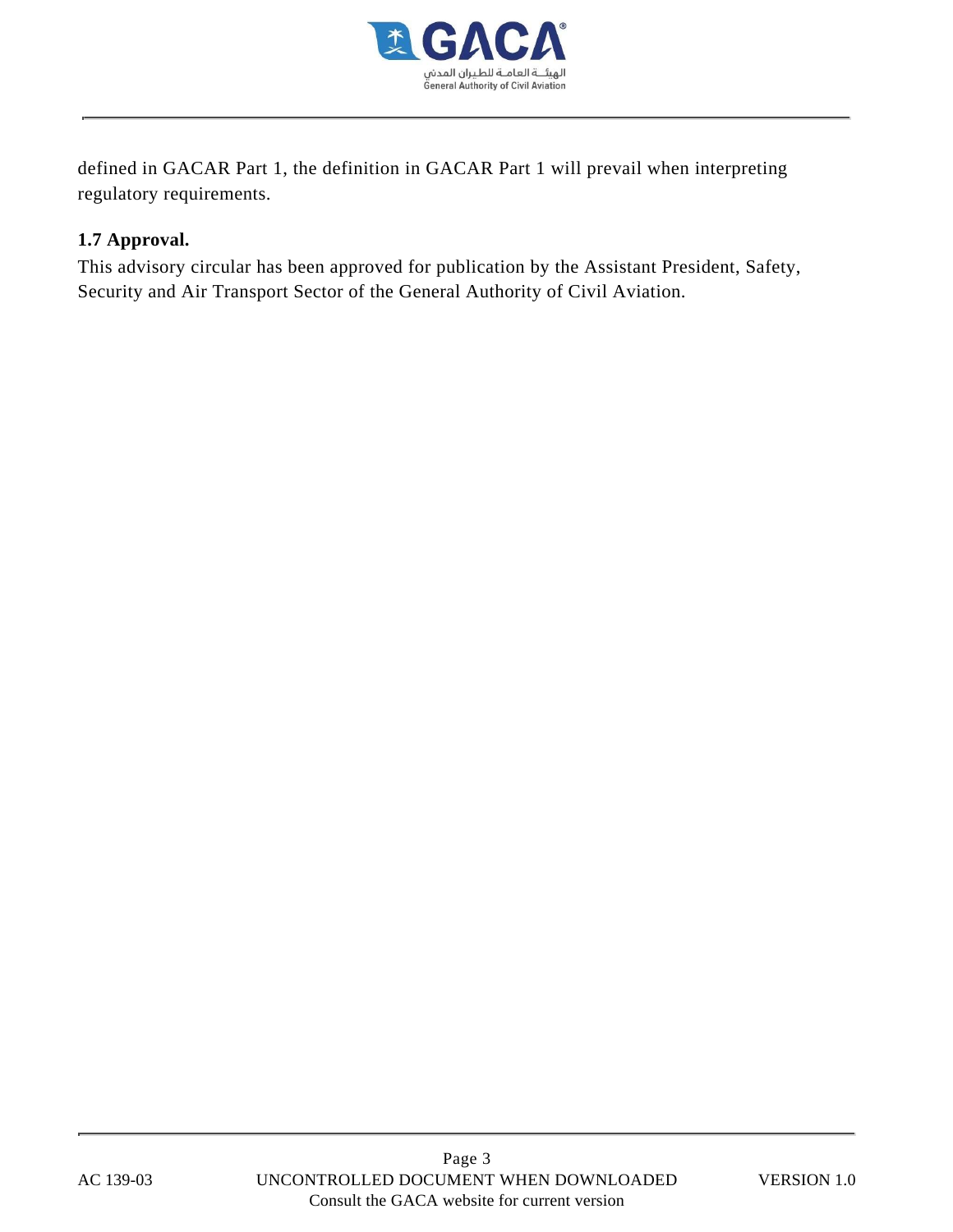defined in GACAR Part 1, the definition in GACAR Part 1 will prevail when interpreting regulatory requirements.

**1.7 Approval.**

This advisory circular has been approved for publication by the Assistant President, Safety, Security and Air Transport Sector of the General Authority of Civil Aviation.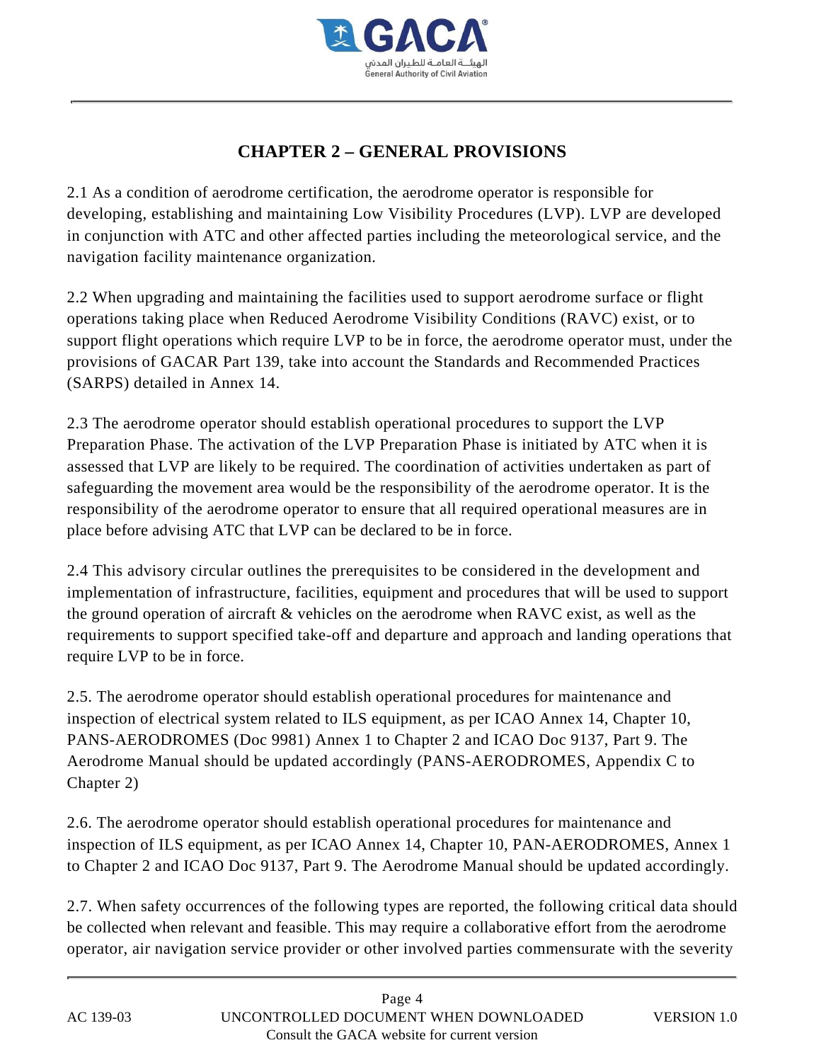# CHAPTER 2 – GENERAL PROVISIONS

2.1 As a condition of aerodrome certification, the aerodrome operator is responsible for developing, establishing and maintaining Low Visibility Procedures (LVP). LVP are developed in conjunction with ATC and other affected parties including the meteorological service, and the navigation facility maintenance organization.

2.2 When upgrading and maintaining the facilities used to support aerodrome surface or flight operations taking place when Reduced Aerodrome Visibility Conditions (RAVC) exist, or to support flight operations which require LVP to be in force, the aerodrome operator must, under the provisions of GACAR Part 139, take into account the Standards and Recommended Practices (SARPS) detailed in Annex 14.

2.3 The aerodrome operator should establish operational procedures to support the LVP Preparation Phase. The activation of the LVP Preparation Phase is initiated by ATC when it is assessed that LVP are likely to be required. The coordination of activities undertaken as part of safeguarding the movement area would be the responsibility of the aerodrome operator. It is the responsibility of the aerodrome operator to ensure that all required operational measures are in place before advising ATC that LVP can be declared to be in force.

2.4 This advisory circular outlines the prerequisites to be considered in the development and implementation of infrastructure, facilities, equipment and procedures that will be used to support the ground operation of aircraft & vehicles on the aerodrome when RAVC exist, as well as the requirements to support specified take-off and departure and approach and landing operations that require LVP to be in force.

2.5. The aerodrome operator should establish operational procedures for maintenance and inspection of electrical system related to ILS equipment, as per ICAO Annex 14, Chapter 10, PANS-AERODROMES (Doc 9981) Annex 1 to Chapter 2 and ICAO Doc 9137, Part 9. The Aerodrome Manual should be updated accordingly (PANS-AERODROMES, Appendix C to Chapter 2)

2.6. The aerodrome operator should establish operational procedures for maintenance and inspection of ILS equipment, as per ICAO Annex 14, Chapter 10, PAN-AERODROMES, Annex 1 to Chapter 2 and ICAO Doc 9137, Part 9. The Aerodrome Manual should be updated accordingly.

2.7. When safety occurrences of the following types are reported, the following critical data should be collected when relevant and feasible. This may require a collaborative effort from the aerodrome operator, air navigation service provider or other involved parties commensurate with the severity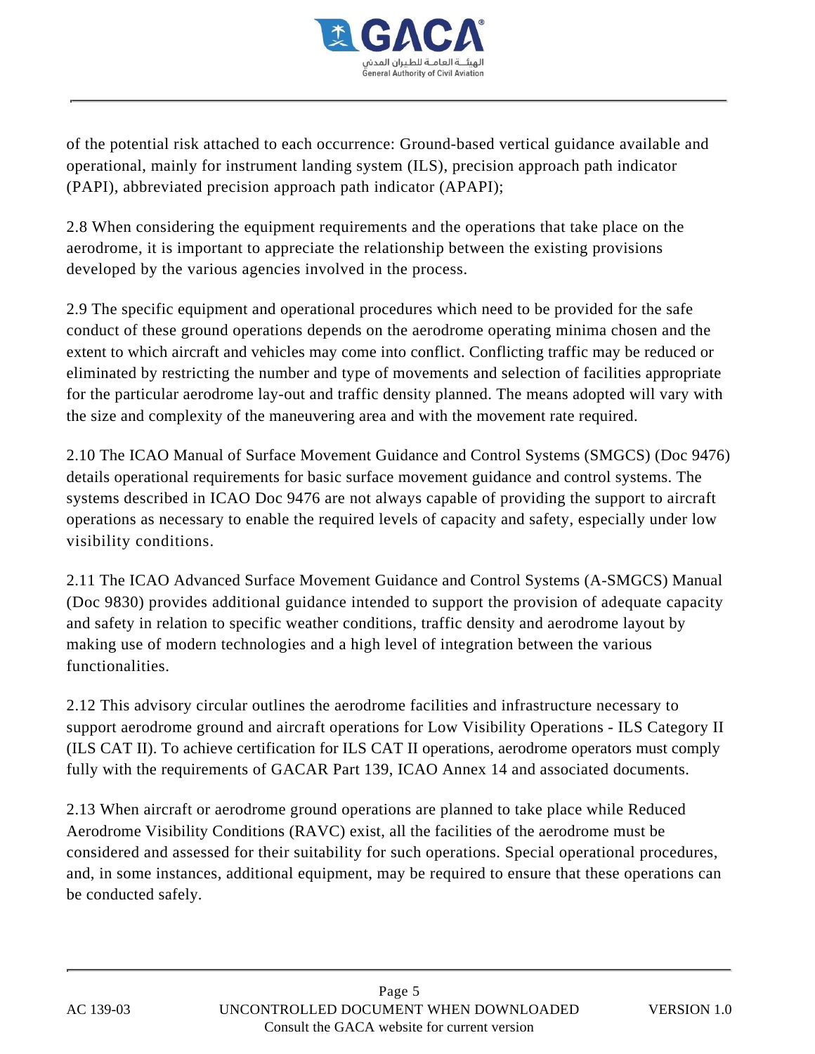of the potential risk attached to each occurrence: Ground-based vertical guidance available and operational, mainly for instrument landing system (ILS), precision approach path indicator (PAPI), abbreviated precision approach path indicator (APAPI);

2.8 When considering the equipment requirements and the operations that take place on the aerodrome, it is important to appreciate the relationship between the existing provisions developed by the various agencies involved in the process.

2.9 The specific equipment and operational procedures which need to be provided for the safe conduct of these ground operations depends on the aerodrome operating minima chosen and the extent to which aircraft and vehicles may come into conflict. Conflicting traffic may be reduced or eliminated by restricting the number and type of movements and selection of facilities appropriate for the particular aerodrome lay-out and traffic density planned. The means adopted will vary with the size and complexity of the maneuvering area and with the movement rate required.

2.10 The ICAO Manual of Surface Movement Guidance and Control Systems (SMGCS) (Doc 9476) details operational requirements for basic surface movement guidance and control systems. The systems described in ICAO Doc 9476 are not always capable of providing the support to aircraft operations as necessary to enable the required levels of capacity and safety, especially under low visibility conditions.

2.11 The ICAO Advanced Surface Movement Guidance and Control Systems (A-SMGCS) Manual (Doc 9830) provides additional guidance intended to support the provision of adequate capacity and safety in relation to specific weather conditions, traffic density and aerodrome layout by making use of modern technologies and a high level of integration between the various functionalities.

2.12 This advisory circular outlines the aerodrome facilities and infrastructure necessary to support aerodrome ground and aircraft operations for Low Visibility Operations - ILS Category II (ILS CAT II). To achieve certification for ILS CAT II operations, aerodrome operators must comply fully with the requirements of GACAR Part 139, ICAO Annex 14 and associated documents.

2.13 When aircraft or aerodrome ground operations are planned to take place while Reduced Aerodrome Visibility Conditions (RAVC) exist, all the facilities of the aerodrome must be considered and assessed for their suitability for such operations. Special operational procedures, and, in some instances, additional equipment, may be required to ensure that these operations can be conducted safely.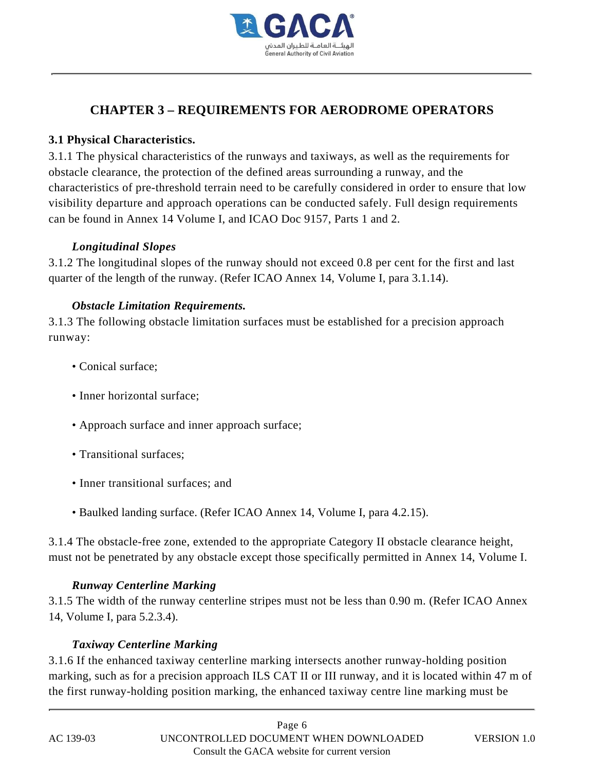# CHAPTER 3 – REQUIREMENTS FOR AERODROME OPERATORS

## 3.1 Physical Characteristics.

3.1.1 The physical characteristics of the runways and taxiways, as well as the requirements for obstacle clearance, the protection of the defined areas surrounding a runway, and the characteristics of pre-threshold terrain need to be carefully considered in order to ensure that low visibility departure and approach operations can be conducted safely. Full design requirements can be found in Annex 14 Volume I, and ICAO Doc 9157, Parts 1 and 2.

### *Longitudinal Slopes*

3.1.2 The longitudinal slopes of the runway should not exceed 0.8 per cent for the first and last quarter of the length of the runway. (Refer ICAO Annex 14, Volume I, para 3.1.14).

### *Obstacle Limitation Requirements.*

3.1.3 The following obstacle limitation surfaces must be established for a precision approach runway:

- Conical surface;
- Inner horizontal surface;
- Approach surface and inner approach surface;
- Transitional surfaces;
- Inner transitional surfaces; and
- Baulked landing surface. (Refer ICAO Annex 14, Volume I, para 4.2.15).

3.1.4 The obstacle-free zone, extended to the appropriate Category II obstacle clearance height, must not be penetrated by any obstacle except those specifically permitted in Annex 14, Volume I.

### *Runway Centerline Marking*

3.1.5 The width of the runway centerline stripes must not be less than 0.90 m. (Refer ICAO Annex 14, Volume I, para 5.2.3.4).

### *Taxiway Centerline Marking*

3.1.6 If the enhanced taxiway centerline marking intersects another runway-holding position marking, such as for a precision approach ILS CAT II or III runway, and it is located within 47 m of the first runway-holding position marking, the enhanced taxiway centre line marking must be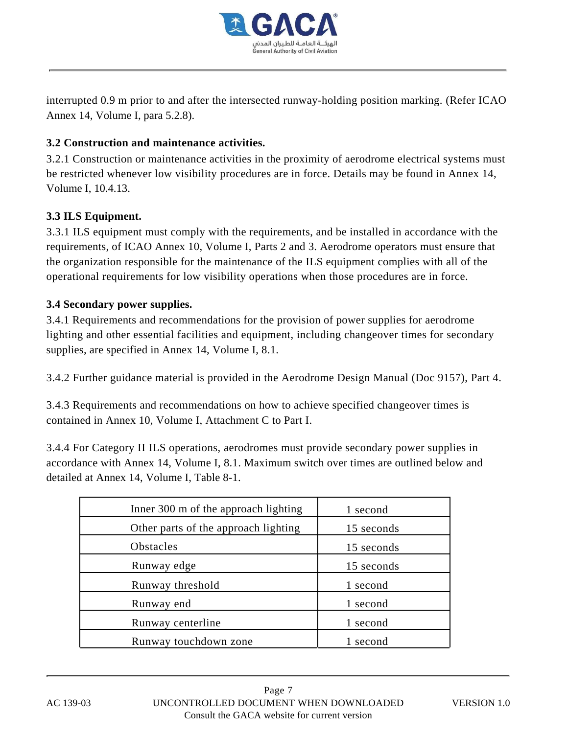interrupted 0.9 m prior to and after the intersected runway-holding position marking. (Refer ICAO Annex 14, Volume I, para 5.2.8).

### 3.2 Construction and maintenance activities.

3.2.1 Construction or maintenance activities in the proximity of aerodrome electrical systems must be restricted whenever low visibility procedures are in force. Details may be found in Annex 14, Volume I, 10.4.13.

### 3.3 ILS Equipment.

3.3.1 ILS equipment must comply with the requirements, and be installed in accordance with the requirements, of ICAO Annex 10, Volume I, Parts 2 and 3. Aerodrome operators must ensure that the organization responsible for the maintenance of the ILS equipment complies with all of the operational requirements for low visibility operations when those procedures are in force.

### 3.4 Secondary power supplies.

3.4.1 Requirements and recommendations for the provision of power supplies for aerodrome lighting and other essential facilities and equipment, including changeover times for secondary supplies, are specified in Annex 14, Volume I, 8.1.

3.4.2 Further guidance material is provided in the Aerodrome Design Manual (Doc 9157), Part 4.

3.4.3 Requirements and recommendations on how to achieve specified changeover times is contained in Annex 10, Volume I, Attachment C to Part I.

3.4.4 For Category II ILS operations, aerodromes must provide secondary power supplies in accordance with Annex 14, Volume I, 8.1. Maximum switch over times are outlined below and detailed at Annex 14, Volume I, Table 8-1.

| | |
|---|---|
| Inner 300 m of the approach lighting | 1 second |
| Other parts of the approach lighting | 15 seconds |
| Obstacles | 15 seconds |
| Runway edge | 15 seconds |
| Runway threshold | 1 second |
| Runway end | 1 second |
| Runway centerline | 1 second |
| Runway touchdown zone | 1 second |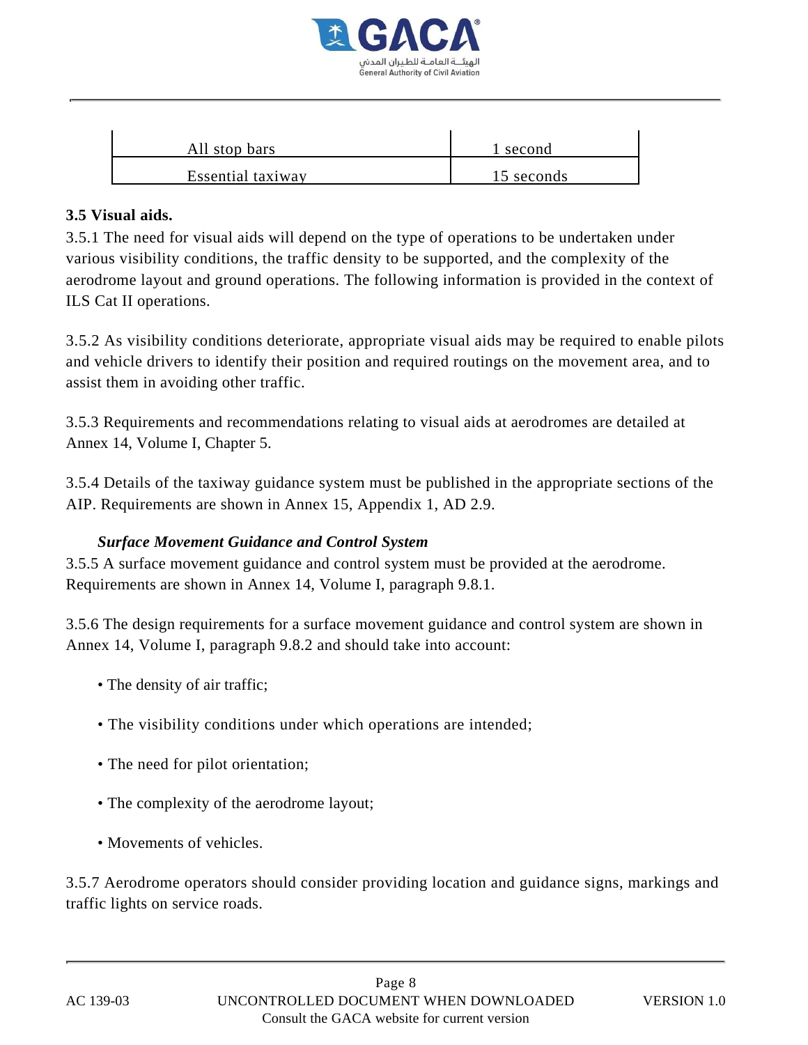| All stop bars | 1 second |
|---|---|
| Essential taxiway | 15 seconds |

**3.5 Visual aids.**

3.5.1 The need for visual aids will depend on the type of operations to be undertaken under various visibility conditions, the traffic density to be supported, and the complexity of the aerodrome layout and ground operations. The following information is provided in the context of ILS Cat II operations.

3.5.2 As visibility conditions deteriorate, appropriate visual aids may be required to enable pilots and vehicle drivers to identify their position and required routings on the movement area, and to assist them in avoiding other traffic.

3.5.3 Requirements and recommendations relating to visual aids at aerodromes are detailed at Annex 14, Volume I, Chapter 5.

3.5.4 Details of the taxiway guidance system must be published in the appropriate sections of the AIP. Requirements are shown in Annex 15, Appendix 1, AD 2.9.

***Surface Movement Guidance and Control System***

3.5.5 A surface movement guidance and control system must be provided at the aerodrome. Requirements are shown in Annex 14, Volume I, paragraph 9.8.1.

3.5.6 The design requirements for a surface movement guidance and control system are shown in Annex 14, Volume I, paragraph 9.8.2 and should take into account:

- The density of air traffic;
- The visibility conditions under which operations are intended;
- The need for pilot orientation;
- The complexity of the aerodrome layout;
- Movements of vehicles.

3.5.7 Aerodrome operators should consider providing location and guidance signs, markings and traffic lights on service roads.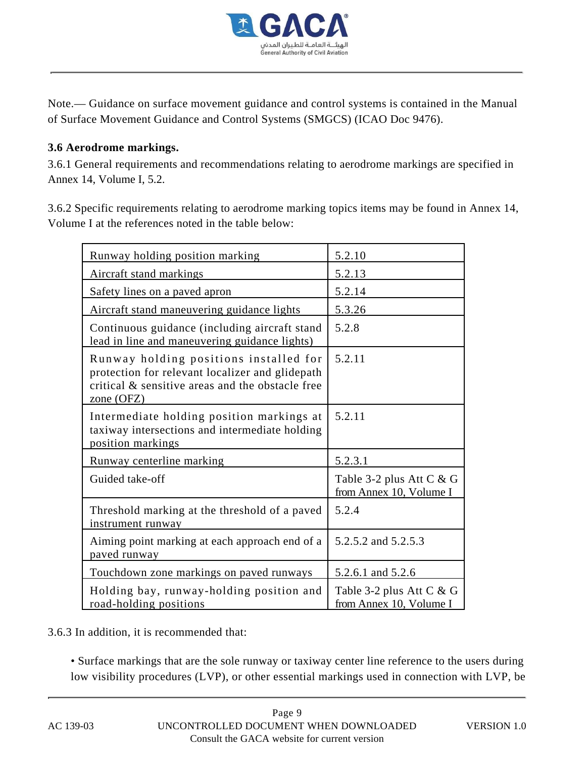Note.— Guidance on surface movement guidance and control systems is contained in the Manual of Surface Movement Guidance and Control Systems (SMGCS) (ICAO Doc 9476).

### 3.6 Aerodrome markings.

3.6.1 General requirements and recommendations relating to aerodrome markings are specified in Annex 14, Volume I, 5.2.

3.6.2 Specific requirements relating to aerodrome marking topics items may be found in Annex 14, Volume I at the references noted in the table below:

| | |
|---|---|
| Runway holding position marking | 5.2.10 |
| Aircraft stand markings | 5.2.13 |
| Safety lines on a paved apron | 5.2.14 |
| Aircraft stand maneuvering guidance lights | 5.3.26 |
| Continuous guidance (including aircraft stand lead in line and maneuvering guidance lights) | 5.2.8 |
| Runway holding positions installed for protection for relevant localizer and glidepath critical & sensitive areas and the obstacle free zone (OFZ) | 5.2.11 |
| Intermediate holding position markings at taxiway intersections and intermediate holding position markings | 5.2.11 |
| Runway centerline marking | 5.2.3.1 |
| Guided take-off | Table 3-2 plus Att C & G from Annex 10, Volume I |
| Threshold marking at the threshold of a paved instrument runway | 5.2.4 |
| Aiming point marking at each approach end of a paved runway | 5.2.5.2 and 5.2.5.3 |
| Touchdown zone markings on paved runways | 5.2.6.1 and 5.2.6 |
| Holding bay, runway-holding position and road-holding positions | Table 3-2 plus Att C & G from Annex 10, Volume I |

3.6.3 In addition, it is recommended that:

- Surface markings that are the sole runway or taxiway center line reference to the users during low visibility procedures (LVP), or other essential markings used in connection with LVP, be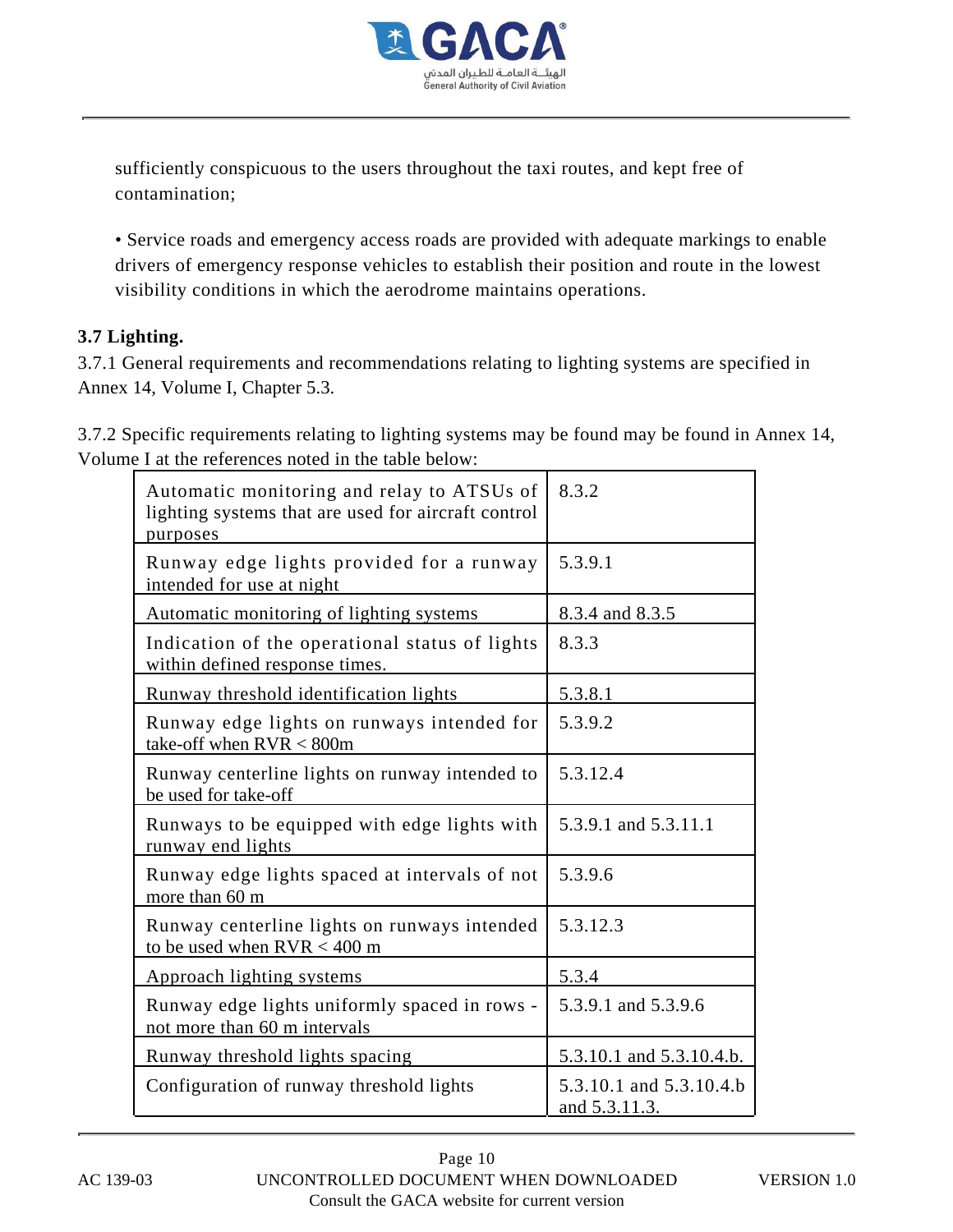sufficiently conspicuous to the users throughout the taxi routes, and kept free of contamination;

• Service roads and emergency access roads are provided with adequate markings to enable drivers of emergency response vehicles to establish their position and route in the lowest visibility conditions in which the aerodrome maintains operations.

**3.7 Lighting.**

3.7.1 General requirements and recommendations relating to lighting systems are specified in Annex 14, Volume I, Chapter 5.3.

3.7.2 Specific requirements relating to lighting systems may be found may be found in Annex 14, Volume I at the references noted in the table below:

| | |
|---|---|
| Automatic monitoring and relay to ATSUs of lighting systems that are used for aircraft control purposes | 8.3.2 |
| Runway edge lights provided for a runway intended for use at night | 5.3.9.1 |
| Automatic monitoring of lighting systems | 8.3.4 and 8.3.5 |
| Indication of the operational status of lights within defined response times. | 8.3.3 |
| Runway threshold identification lights | 5.3.8.1 |
| Runway edge lights on runways intended for take-off when RVR < 800m | 5.3.9.2 |
| Runway centerline lights on runway intended to be used for take-off | 5.3.12.4 |
| Runways to be equipped with edge lights with runway end lights | 5.3.9.1 and 5.3.11.1 |
| Runway edge lights spaced at intervals of not more than 60 m | 5.3.9.6 |
| Runway centerline lights on runways intended to be used when RVR < 400 m | 5.3.12.3 |
| Approach lighting systems | 5.3.4 |
| Runway edge lights uniformly spaced in rows - not more than 60 m intervals | 5.3.9.1 and 5.3.9.6 |
| Runway threshold lights spacing | 5.3.10.1 and 5.3.10.4.b. |
| Configuration of runway threshold lights | 5.3.10.1 and 5.3.10.4.b and 5.3.11.3. |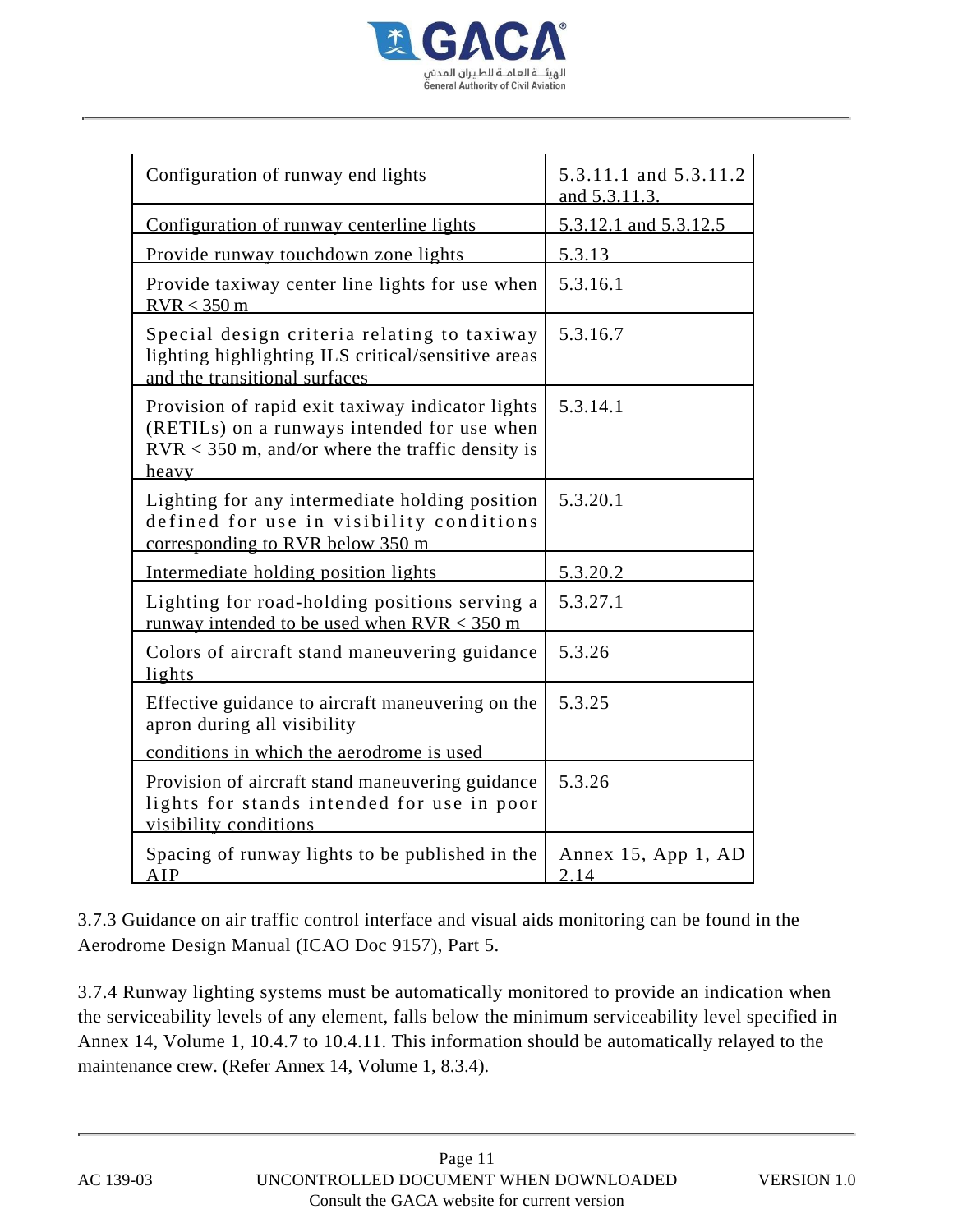| | |
|---|---|
| Configuration of runway end lights | 5.3.11.1 and 5.3.11.2 and 5.3.11.3. |
| Configuration of runway centerline lights | 5.3.12.1 and 5.3.12.5 |
| Provide runway touchdown zone lights | 5.3.13 |
| Provide taxiway center line lights for use when RVR < 350 m | 5.3.16.1 |
| Special design criteria relating to taxiway lighting highlighting ILS critical/sensitive areas and the transitional surfaces | 5.3.16.7 |
| Provision of rapid exit taxiway indicator lights (RETILs) on a runways intended for use when RVR < 350 m, and/or where the traffic density is heavy | 5.3.14.1 |
| Lighting for any intermediate holding position defined for use in visibility conditions corresponding to RVR below 350 m | 5.3.20.1 |
| Intermediate holding position lights | 5.3.20.2 |
| Lighting for road-holding positions serving a runway intended to be used when RVR < 350 m | 5.3.27.1 |
| Colors of aircraft stand maneuvering guidance lights | 5.3.26 |
| Effective guidance to aircraft maneuvering on the apron during all visibility conditions in which the aerodrome is used | 5.3.25 |
| Provision of aircraft stand maneuvering guidance lights for stands intended for use in poor visibility conditions | 5.3.26 |
| Spacing of runway lights to be published in the AIP | Annex 15, App 1, AD 2.14 |

3.7.3 Guidance on air traffic control interface and visual aids monitoring can be found in the Aerodrome Design Manual (ICAO Doc 9157), Part 5.

3.7.4 Runway lighting systems must be automatically monitored to provide an indication when the serviceability levels of any element, falls below the minimum serviceability level specified in Annex 14, Volume 1, 10.4.7 to 10.4.11. This information should be automatically relayed to the maintenance crew. (Refer Annex 14, Volume 1, 8.3.4).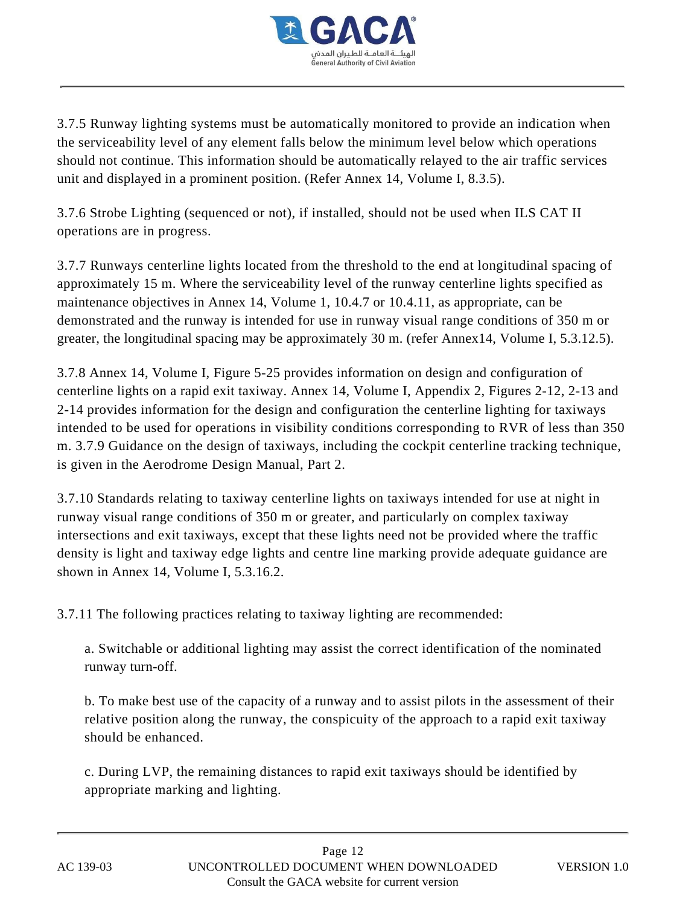3.7.5 Runway lighting systems must be automatically monitored to provide an indication when the serviceability level of any element falls below the minimum level below which operations should not continue. This information should be automatically relayed to the air traffic services unit and displayed in a prominent position. (Refer Annex 14, Volume I, 8.3.5).

3.7.6 Strobe Lighting (sequenced or not), if installed, should not be used when ILS CAT II operations are in progress.

3.7.7 Runways centerline lights located from the threshold to the end at longitudinal spacing of approximately 15 m. Where the serviceability level of the runway centerline lights specified as maintenance objectives in Annex 14, Volume 1, 10.4.7 or 10.4.11, as appropriate, can be demonstrated and the runway is intended for use in runway visual range conditions of 350 m or greater, the longitudinal spacing may be approximately 30 m. (refer Annex14, Volume I, 5.3.12.5).

3.7.8 Annex 14, Volume I, Figure 5-25 provides information on design and configuration of centerline lights on a rapid exit taxiway. Annex 14, Volume I, Appendix 2, Figures 2-12, 2-13 and 2-14 provides information for the design and configuration the centerline lighting for taxiways intended to be used for operations in visibility conditions corresponding to RVR of less than 350 m. 3.7.9 Guidance on the design of taxiways, including the cockpit centerline tracking technique, is given in the Aerodrome Design Manual, Part 2.

3.7.10 Standards relating to taxiway centerline lights on taxiways intended for use at night in runway visual range conditions of 350 m or greater, and particularly on complex taxiway intersections and exit taxiways, except that these lights need not be provided where the traffic density is light and taxiway edge lights and centre line marking provide adequate guidance are shown in Annex 14, Volume I, 5.3.16.2.

3.7.11 The following practices relating to taxiway lighting are recommended:

a. Switchable or additional lighting may assist the correct identification of the nominated runway turn-off.

b. To make best use of the capacity of a runway and to assist pilots in the assessment of their relative position along the runway, the conspicuity of the approach to a rapid exit taxiway should be enhanced.

c. During LVP, the remaining distances to rapid exit taxiways should be identified by appropriate marking and lighting.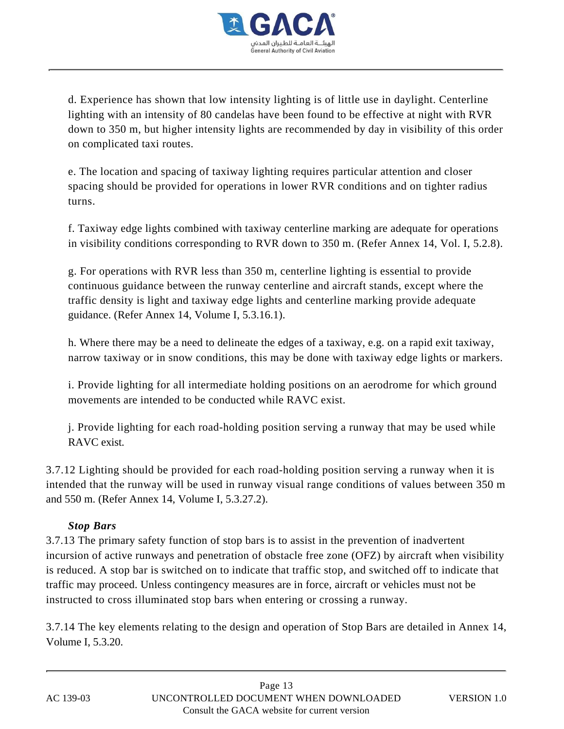d. Experience has shown that low intensity lighting is of little use in daylight. Centerline lighting with an intensity of 80 candelas have been found to be effective at night with RVR down to 350 m, but higher intensity lights are recommended by day in visibility of this order on complicated taxi routes.

e. The location and spacing of taxiway lighting requires particular attention and closer spacing should be provided for operations in lower RVR conditions and on tighter radius turns.

f. Taxiway edge lights combined with taxiway centerline marking are adequate for operations in visibility conditions corresponding to RVR down to 350 m. (Refer Annex 14, Vol. I, 5.2.8).

g. For operations with RVR less than 350 m, centerline lighting is essential to provide continuous guidance between the runway centerline and aircraft stands, except where the traffic density is light and taxiway edge lights and centerline marking provide adequate guidance. (Refer Annex 14, Volume I, 5.3.16.1).

h. Where there may be a need to delineate the edges of a taxiway, e.g. on a rapid exit taxiway, narrow taxiway or in snow conditions, this may be done with taxiway edge lights or markers.

i. Provide lighting for all intermediate holding positions on an aerodrome for which ground movements are intended to be conducted while RAVC exist.

j. Provide lighting for each road-holding position serving a runway that may be used while RAVC exist.

3.7.12 Lighting should be provided for each road-holding position serving a runway when it is intended that the runway will be used in runway visual range conditions of values between 350 m and 550 m. (Refer Annex 14, Volume I, 5.3.27.2).

***Stop Bars***

3.7.13 The primary safety function of stop bars is to assist in the prevention of inadvertent incursion of active runways and penetration of obstacle free zone (OFZ) by aircraft when visibility is reduced. A stop bar is switched on to indicate that traffic stop, and switched off to indicate that traffic may proceed. Unless contingency measures are in force, aircraft or vehicles must not be instructed to cross illuminated stop bars when entering or crossing a runway.

3.7.14 The key elements relating to the design and operation of Stop Bars are detailed in Annex 14, Volume I, 5.3.20.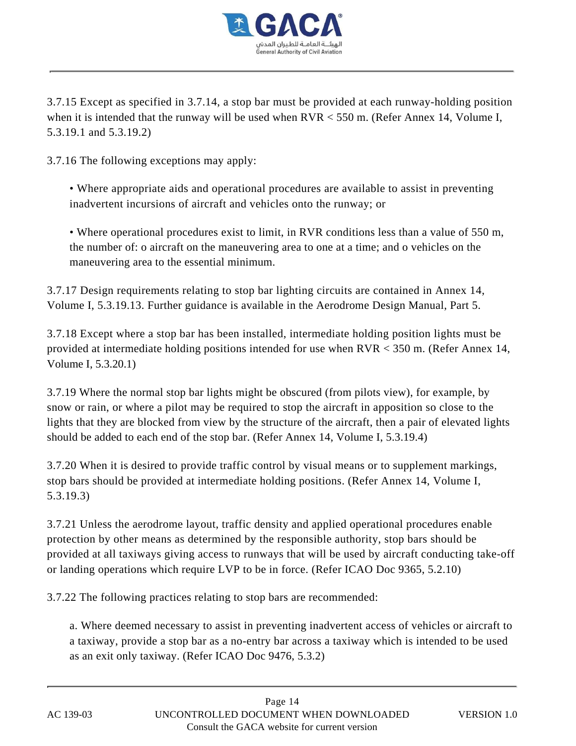3.7.15 Except as specified in 3.7.14, a stop bar must be provided at each runway-holding position when it is intended that the runway will be used when RVR < 550 m. (Refer Annex 14, Volume I, 5.3.19.1 and 5.3.19.2)

3.7.16 The following exceptions may apply:

- Where appropriate aids and operational procedures are available to assist in preventing inadvertent incursions of aircraft and vehicles onto the runway; or

- Where operational procedures exist to limit, in RVR conditions less than a value of 550 m, the number of: o aircraft on the maneuvering area to one at a time; and o vehicles on the maneuvering area to the essential minimum.

3.7.17 Design requirements relating to stop bar lighting circuits are contained in Annex 14, Volume I, 5.3.19.13. Further guidance is available in the Aerodrome Design Manual, Part 5.

3.7.18 Except where a stop bar has been installed, intermediate holding position lights must be provided at intermediate holding positions intended for use when RVR < 350 m. (Refer Annex 14, Volume I, 5.3.20.1)

3.7.19 Where the normal stop bar lights might be obscured (from pilots view), for example, by snow or rain, or where a pilot may be required to stop the aircraft in apposition so close to the lights that they are blocked from view by the structure of the aircraft, then a pair of elevated lights should be added to each end of the stop bar. (Refer Annex 14, Volume I, 5.3.19.4)

3.7.20 When it is desired to provide traffic control by visual means or to supplement markings, stop bars should be provided at intermediate holding positions. (Refer Annex 14, Volume I, 5.3.19.3)

3.7.21 Unless the aerodrome layout, traffic density and applied operational procedures enable protection by other means as determined by the responsible authority, stop bars should be provided at all taxiways giving access to runways that will be used by aircraft conducting take-off or landing operations which require LVP to be in force. (Refer ICAO Doc 9365, 5.2.10)

3.7.22 The following practices relating to stop bars are recommended:

a. Where deemed necessary to assist in preventing inadvertent access of vehicles or aircraft to a taxiway, provide a stop bar as a no-entry bar across a taxiway which is intended to be used as an exit only taxiway. (Refer ICAO Doc 9476, 5.3.2)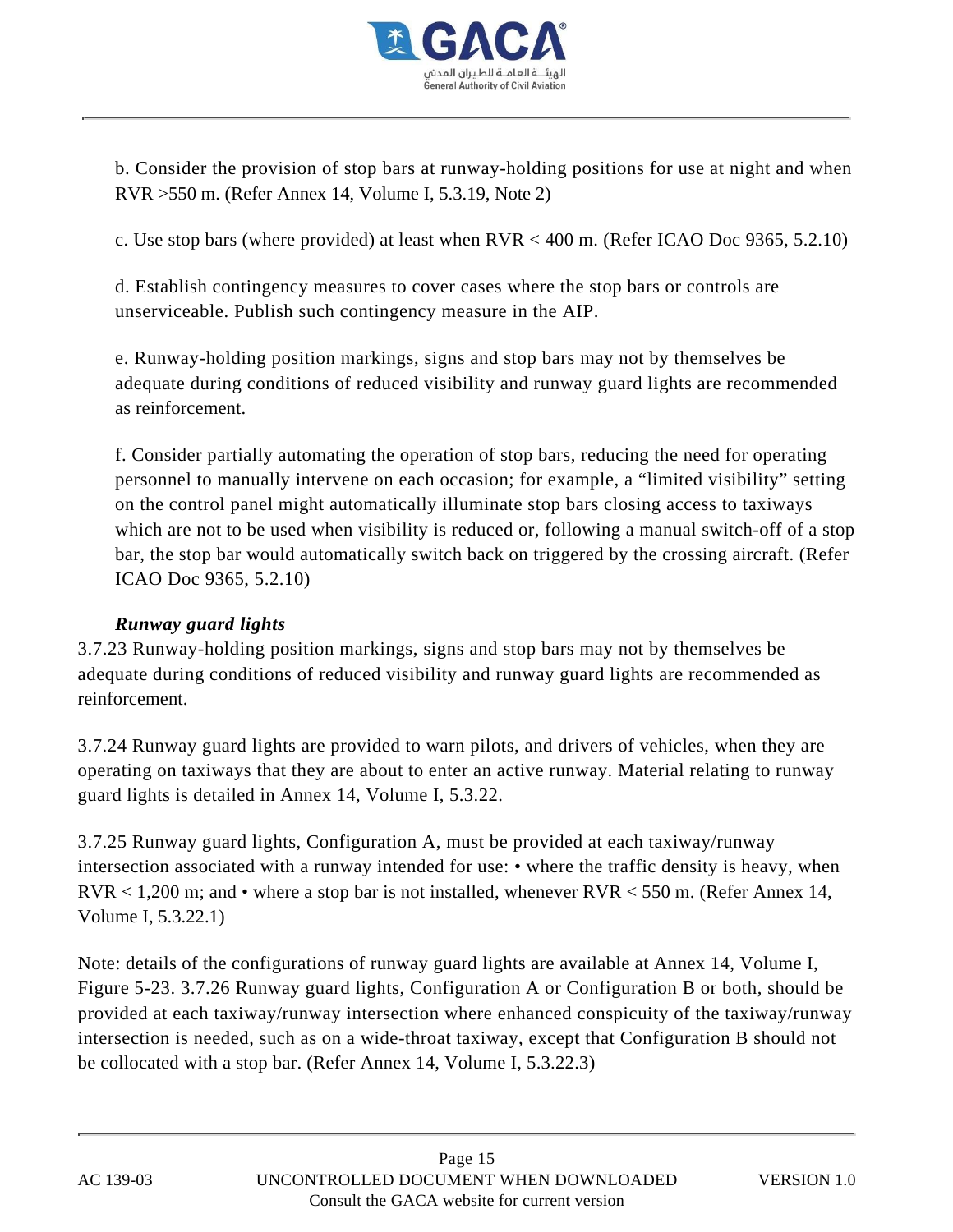b. Consider the provision of stop bars at runway-holding positions for use at night and when RVR >550 m. (Refer Annex 14, Volume I, 5.3.19, Note 2)

c. Use stop bars (where provided) at least when RVR < 400 m. (Refer ICAO Doc 9365, 5.2.10)

d. Establish contingency measures to cover cases where the stop bars or controls are unserviceable. Publish such contingency measure in the AIP.

e. Runway-holding position markings, signs and stop bars may not by themselves be adequate during conditions of reduced visibility and runway guard lights are recommended as reinforcement.

f. Consider partially automating the operation of stop bars, reducing the need for operating personnel to manually intervene on each occasion; for example, a "limited visibility" setting on the control panel might automatically illuminate stop bars closing access to taxiways which are not to be used when visibility is reduced or, following a manual switch-off of a stop bar, the stop bar would automatically switch back on triggered by the crossing aircraft. (Refer ICAO Doc 9365, 5.2.10)

***Runway guard lights***

3.7.23 Runway-holding position markings, signs and stop bars may not by themselves be adequate during conditions of reduced visibility and runway guard lights are recommended as reinforcement.

3.7.24 Runway guard lights are provided to warn pilots, and drivers of vehicles, when they are operating on taxiways that they are about to enter an active runway. Material relating to runway guard lights is detailed in Annex 14, Volume I, 5.3.22.

3.7.25 Runway guard lights, Configuration A, must be provided at each taxiway/runway intersection associated with a runway intended for use: • where the traffic density is heavy, when RVR < 1,200 m; and • where a stop bar is not installed, whenever RVR < 550 m. (Refer Annex 14, Volume I, 5.3.22.1)

Note: details of the configurations of runway guard lights are available at Annex 14, Volume I, Figure 5-23. 3.7.26 Runway guard lights, Configuration A or Configuration B or both, should be provided at each taxiway/runway intersection where enhanced conspicuity of the taxiway/runway intersection is needed, such as on a wide-throat taxiway, except that Configuration B should not be collocated with a stop bar. (Refer Annex 14, Volume I, 5.3.22.3)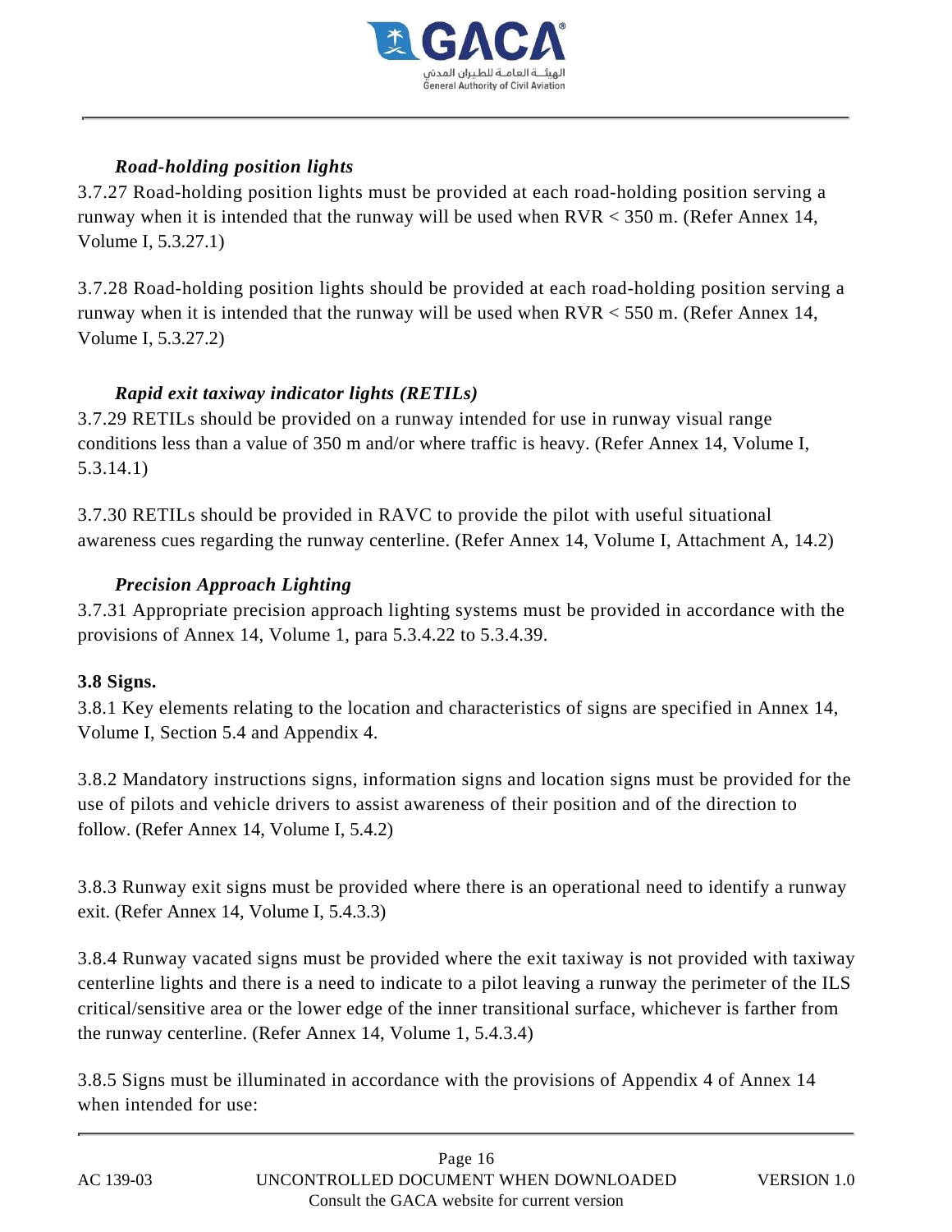***Road-holding position lights***

3.7.27 Road-holding position lights must be provided at each road-holding position serving a runway when it is intended that the runway will be used when RVR < 350 m. (Refer Annex 14, Volume I, 5.3.27.1)

3.7.28 Road-holding position lights should be provided at each road-holding position serving a runway when it is intended that the runway will be used when RVR < 550 m. (Refer Annex 14, Volume I, 5.3.27.2)

***Rapid exit taxiway indicator lights (RETILs)***

3.7.29 RETILs should be provided on a runway intended for use in runway visual range conditions less than a value of 350 m and/or where traffic is heavy. (Refer Annex 14, Volume I, 5.3.14.1)

3.7.30 RETILs should be provided in RAVC to provide the pilot with useful situational awareness cues regarding the runway centerline. (Refer Annex 14, Volume I, Attachment A, 14.2)

***Precision Approach Lighting***

3.7.31 Appropriate precision approach lighting systems must be provided in accordance with the provisions of Annex 14, Volume 1, para 5.3.4.22 to 5.3.4.39.

**3.8 Signs.**

3.8.1 Key elements relating to the location and characteristics of signs are specified in Annex 14, Volume I, Section 5.4 and Appendix 4.

3.8.2 Mandatory instructions signs, information signs and location signs must be provided for the use of pilots and vehicle drivers to assist awareness of their position and of the direction to follow. (Refer Annex 14, Volume I, 5.4.2)

3.8.3 Runway exit signs must be provided where there is an operational need to identify a runway exit. (Refer Annex 14, Volume I, 5.4.3.3)

3.8.4 Runway vacated signs must be provided where the exit taxiway is not provided with taxiway centerline lights and there is a need to indicate to a pilot leaving a runway the perimeter of the ILS critical/sensitive area or the lower edge of the inner transitional surface, whichever is farther from the runway centerline. (Refer Annex 14, Volume 1, 5.4.3.4)

3.8.5 Signs must be illuminated in accordance with the provisions of Appendix 4 of Annex 14 when intended for use: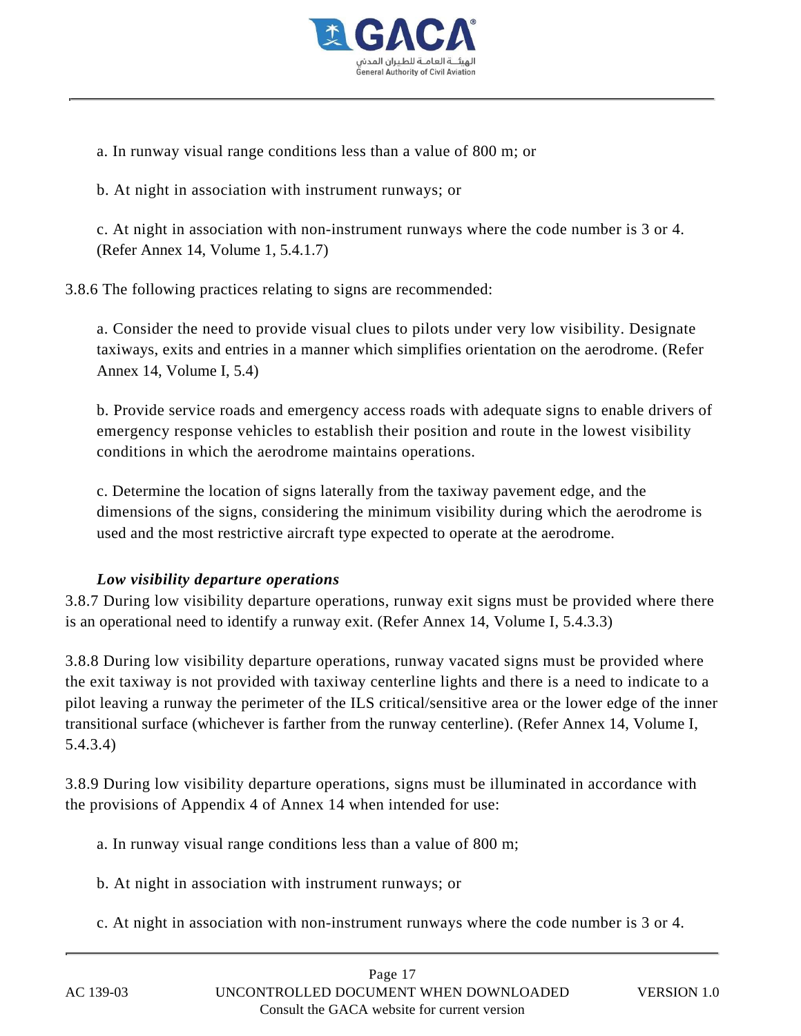a. In runway visual range conditions less than a value of 800 m; or

b. At night in association with instrument runways; or

c. At night in association with non-instrument runways where the code number is 3 or 4. (Refer Annex 14, Volume 1, 5.4.1.7)

3.8.6 The following practices relating to signs are recommended:

a. Consider the need to provide visual clues to pilots under very low visibility. Designate taxiways, exits and entries in a manner which simplifies orientation on the aerodrome. (Refer Annex 14, Volume I, 5.4)

b. Provide service roads and emergency access roads with adequate signs to enable drivers of emergency response vehicles to establish their position and route in the lowest visibility conditions in which the aerodrome maintains operations.

c. Determine the location of signs laterally from the taxiway pavement edge, and the dimensions of the signs, considering the minimum visibility during which the aerodrome is used and the most restrictive aircraft type expected to operate at the aerodrome.

***Low visibility departure operations***

3.8.7 During low visibility departure operations, runway exit signs must be provided where there is an operational need to identify a runway exit. (Refer Annex 14, Volume I, 5.4.3.3)

3.8.8 During low visibility departure operations, runway vacated signs must be provided where the exit taxiway is not provided with taxiway centerline lights and there is a need to indicate to a pilot leaving a runway the perimeter of the ILS critical/sensitive area or the lower edge of the inner transitional surface (whichever is farther from the runway centerline). (Refer Annex 14, Volume I, 5.4.3.4)

3.8.9 During low visibility departure operations, signs must be illuminated in accordance with the provisions of Appendix 4 of Annex 14 when intended for use:

a. In runway visual range conditions less than a value of 800 m;

b. At night in association with instrument runways; or

c. At night in association with non-instrument runways where the code number is 3 or 4.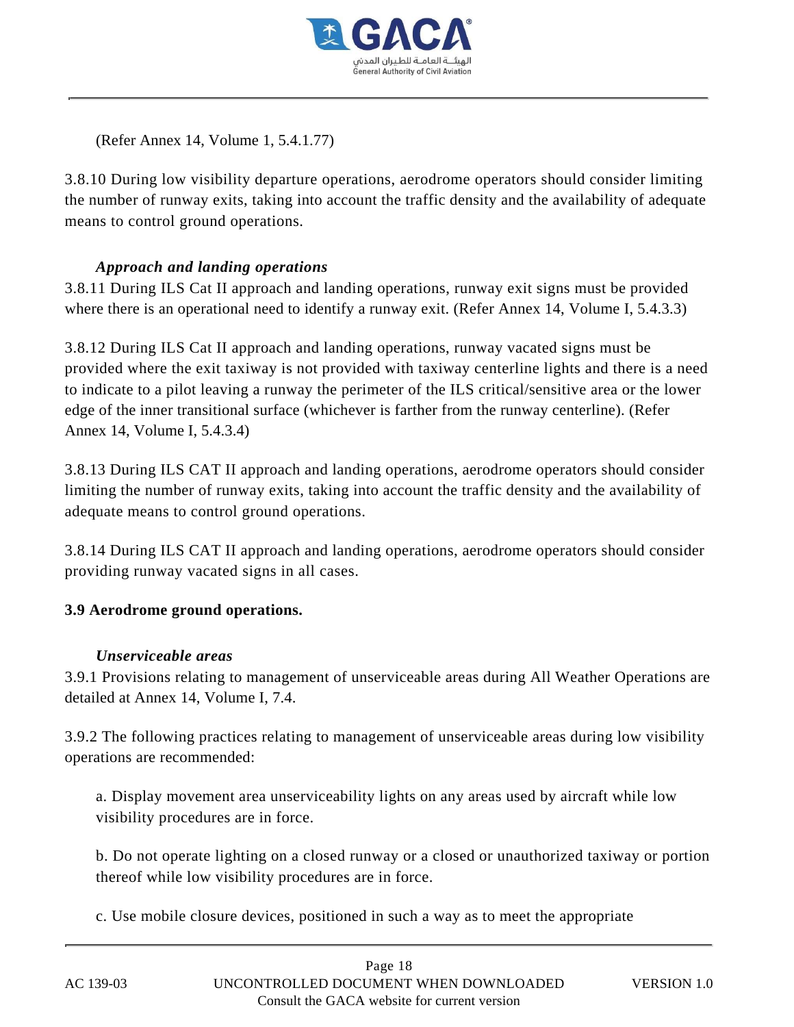(Refer Annex 14, Volume 1, 5.4.1.77)

3.8.10 During low visibility departure operations, aerodrome operators should consider limiting the number of runway exits, taking into account the traffic density and the availability of adequate means to control ground operations.

*Approach and landing operations*

3.8.11 During ILS Cat II approach and landing operations, runway exit signs must be provided where there is an operational need to identify a runway exit. (Refer Annex 14, Volume I, 5.4.3.3)

3.8.12 During ILS Cat II approach and landing operations, runway vacated signs must be provided where the exit taxiway is not provided with taxiway centerline lights and there is a need to indicate to a pilot leaving a runway the perimeter of the ILS critical/sensitive area or the lower edge of the inner transitional surface (whichever is farther from the runway centerline). (Refer Annex 14, Volume I, 5.4.3.4)

3.8.13 During ILS CAT II approach and landing operations, aerodrome operators should consider limiting the number of runway exits, taking into account the traffic density and the availability of adequate means to control ground operations.

3.8.14 During ILS CAT II approach and landing operations, aerodrome operators should consider providing runway vacated signs in all cases.

## 3.9 Aerodrome ground operations.

*Unserviceable areas*

3.9.1 Provisions relating to management of unserviceable areas during All Weather Operations are detailed at Annex 14, Volume I, 7.4.

3.9.2 The following practices relating to management of unserviceable areas during low visibility operations are recommended:

a. Display movement area unserviceability lights on any areas used by aircraft while low visibility procedures are in force.

b. Do not operate lighting on a closed runway or a closed or unauthorized taxiway or portion thereof while low visibility procedures are in force.

c. Use mobile closure devices, positioned in such a way as to meet the appropriate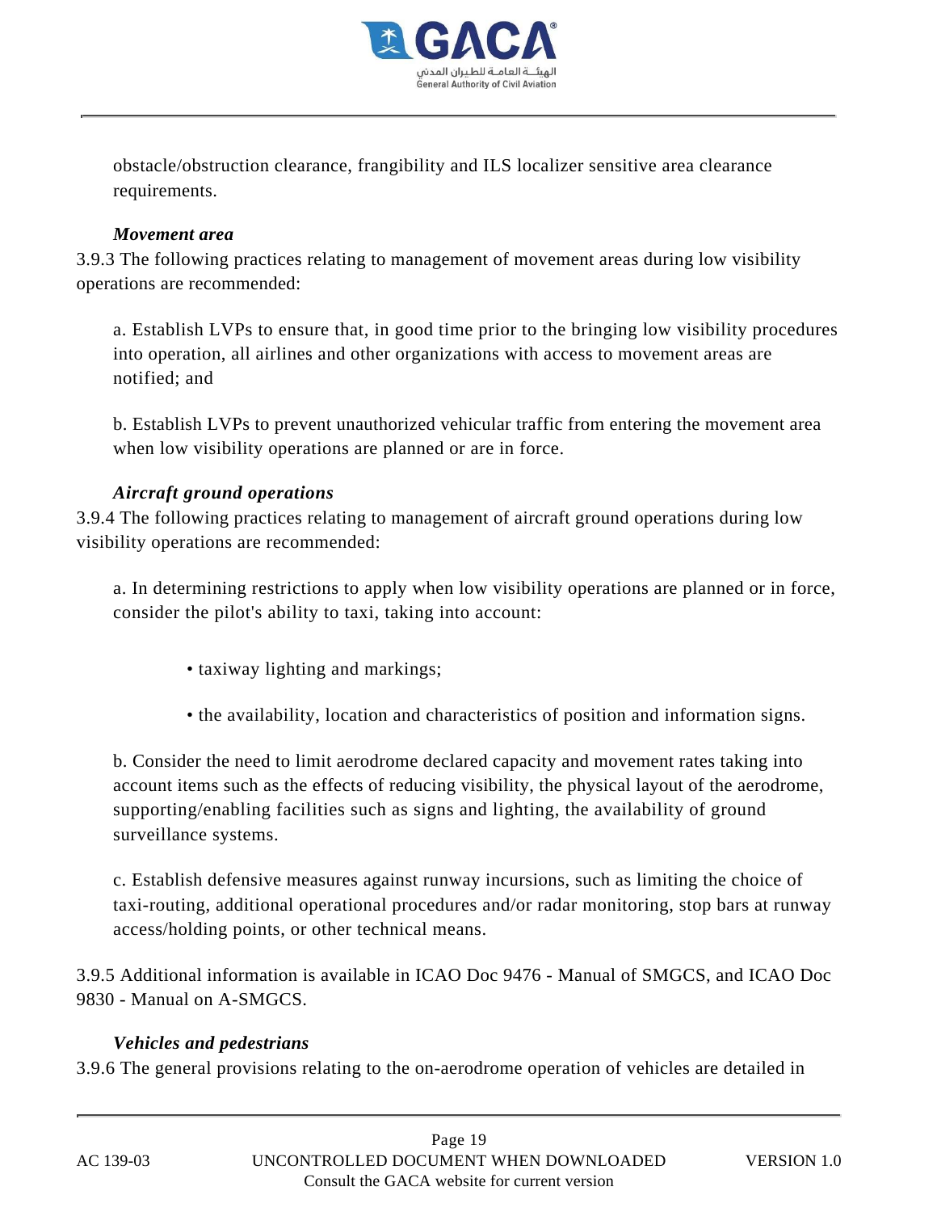obstacle/obstruction clearance, frangibility and ILS localizer sensitive area clearance requirements.

***Movement area***

3.9.3 The following practices relating to management of movement areas during low visibility operations are recommended:

a. Establish LVPs to ensure that, in good time prior to the bringing low visibility procedures into operation, all airlines and other organizations with access to movement areas are notified; and

b. Establish LVPs to prevent unauthorized vehicular traffic from entering the movement area when low visibility operations are planned or are in force.

***Aircraft ground operations***

3.9.4 The following practices relating to management of aircraft ground operations during low visibility operations are recommended:

a. In determining restrictions to apply when low visibility operations are planned or in force, consider the pilot's ability to taxi, taking into account:

- taxiway lighting and markings;
- the availability, location and characteristics of position and information signs.

b. Consider the need to limit aerodrome declared capacity and movement rates taking into account items such as the effects of reducing visibility, the physical layout of the aerodrome, supporting/enabling facilities such as signs and lighting, the availability of ground surveillance systems.

c. Establish defensive measures against runway incursions, such as limiting the choice of taxi-routing, additional operational procedures and/or radar monitoring, stop bars at runway access/holding points, or other technical means.

3.9.5 Additional information is available in ICAO Doc 9476 - Manual of SMGCS, and ICAO Doc 9830 - Manual on A-SMGCS.

***Vehicles and pedestrians***

3.9.6 The general provisions relating to the on-aerodrome operation of vehicles are detailed in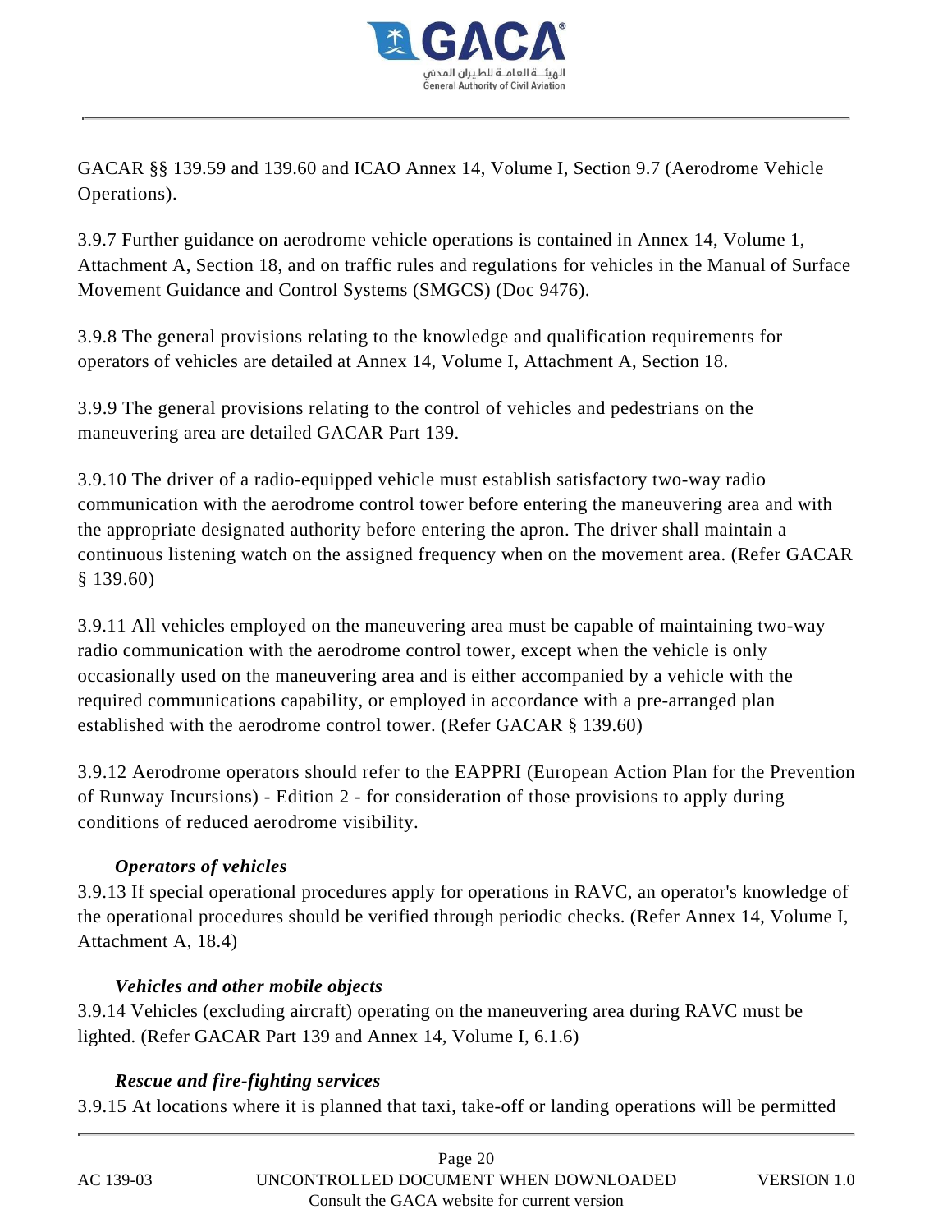GACAR §§ 139.59 and 139.60 and ICAO Annex 14, Volume I, Section 9.7 (Aerodrome Vehicle Operations).

3.9.7 Further guidance on aerodrome vehicle operations is contained in Annex 14, Volume 1, Attachment A, Section 18, and on traffic rules and regulations for vehicles in the Manual of Surface Movement Guidance and Control Systems (SMGCS) (Doc 9476).

3.9.8 The general provisions relating to the knowledge and qualification requirements for operators of vehicles are detailed at Annex 14, Volume I, Attachment A, Section 18.

3.9.9 The general provisions relating to the control of vehicles and pedestrians on the maneuvering area are detailed GACAR Part 139.

3.9.10 The driver of a radio-equipped vehicle must establish satisfactory two-way radio communication with the aerodrome control tower before entering the maneuvering area and with the appropriate designated authority before entering the apron. The driver shall maintain a continuous listening watch on the assigned frequency when on the movement area. (Refer GACAR § 139.60)

3.9.11 All vehicles employed on the maneuvering area must be capable of maintaining two-way radio communication with the aerodrome control tower, except when the vehicle is only occasionally used on the maneuvering area and is either accompanied by a vehicle with the required communications capability, or employed in accordance with a pre-arranged plan established with the aerodrome control tower. (Refer GACAR § 139.60)

3.9.12 Aerodrome operators should refer to the EAPPRI (European Action Plan for the Prevention of Runway Incursions) - Edition 2 - for consideration of those provisions to apply during conditions of reduced aerodrome visibility.

***Operators of vehicles***

3.9.13 If special operational procedures apply for operations in RAVC, an operator's knowledge of the operational procedures should be verified through periodic checks. (Refer Annex 14, Volume I, Attachment A, 18.4)

***Vehicles and other mobile objects***

3.9.14 Vehicles (excluding aircraft) operating on the maneuvering area during RAVC must be lighted. (Refer GACAR Part 139 and Annex 14, Volume I, 6.1.6)

***Rescue and fire-fighting services***

3.9.15 At locations where it is planned that taxi, take-off or landing operations will be permitted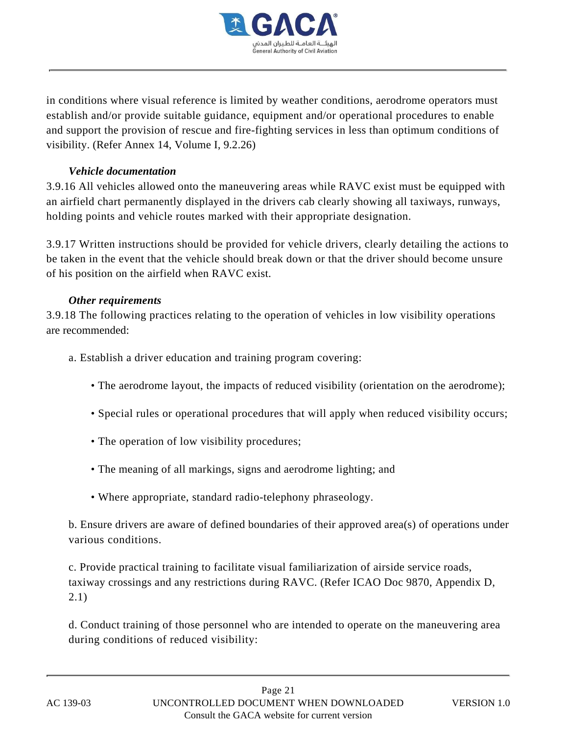in conditions where visual reference is limited by weather conditions, aerodrome operators must establish and/or provide suitable guidance, equipment and/or operational procedures to enable and support the provision of rescue and fire-fighting services in less than optimum conditions of visibility. (Refer Annex 14, Volume I, 9.2.26)

***Vehicle documentation***

3.9.16 All vehicles allowed onto the maneuvering areas while RAVC exist must be equipped with an airfield chart permanently displayed in the drivers cab clearly showing all taxiways, runways, holding points and vehicle routes marked with their appropriate designation.

3.9.17 Written instructions should be provided for vehicle drivers, clearly detailing the actions to be taken in the event that the vehicle should break down or that the driver should become unsure of his position on the airfield when RAVC exist.

***Other requirements***

3.9.18 The following practices relating to the operation of vehicles in low visibility operations are recommended:

a. Establish a driver education and training program covering:

- The aerodrome layout, the impacts of reduced visibility (orientation on the aerodrome);
- Special rules or operational procedures that will apply when reduced visibility occurs;
- The operation of low visibility procedures;
- The meaning of all markings, signs and aerodrome lighting; and
- Where appropriate, standard radio-telephony phraseology.

b. Ensure drivers are aware of defined boundaries of their approved area(s) of operations under various conditions.

c. Provide practical training to facilitate visual familiarization of airside service roads, taxiway crossings and any restrictions during RAVC. (Refer ICAO Doc 9870, Appendix D, 2.1)

d. Conduct training of those personnel who are intended to operate on the maneuvering area during conditions of reduced visibility: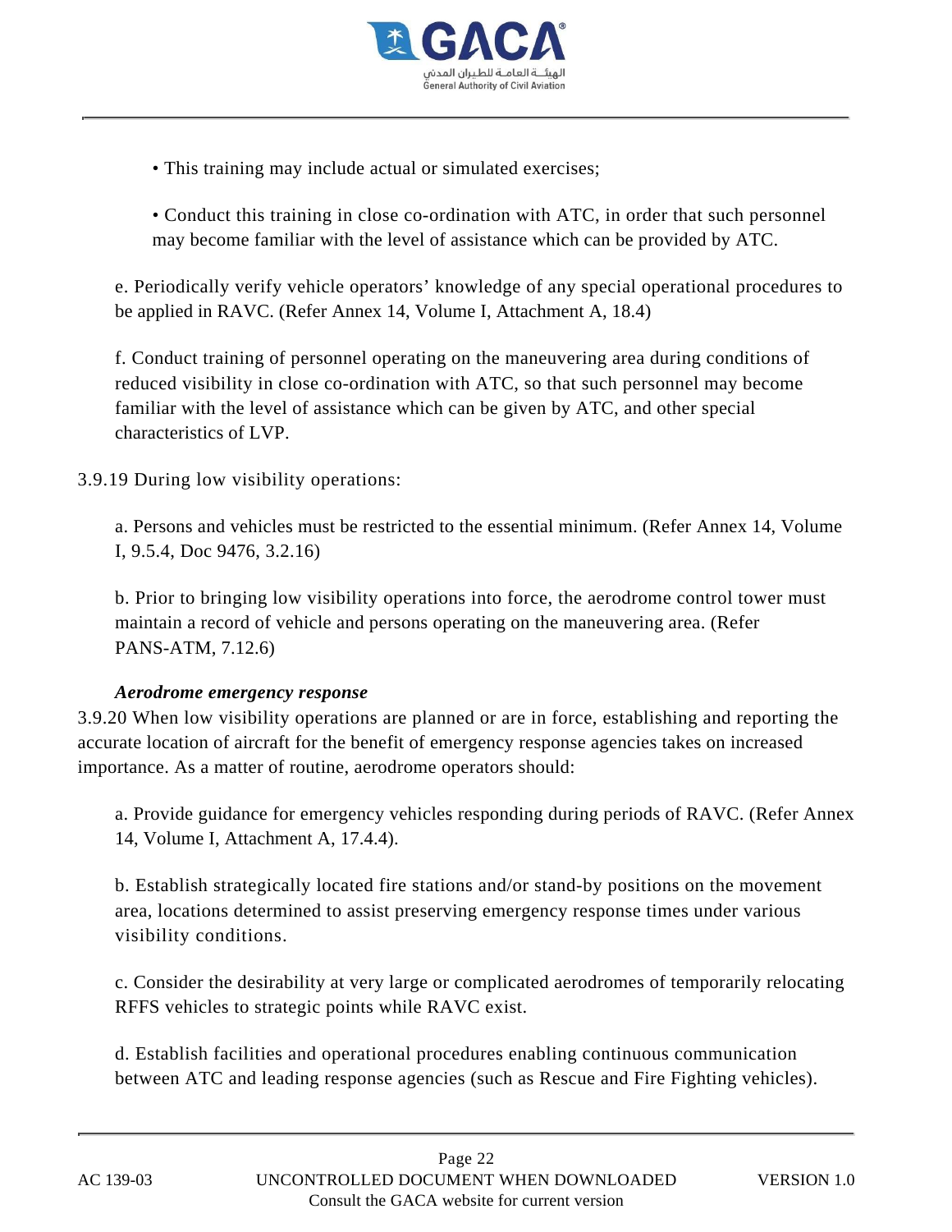- This training may include actual or simulated exercises;

- Conduct this training in close co-ordination with ATC, in order that such personnel may become familiar with the level of assistance which can be provided by ATC.

e. Periodically verify vehicle operators' knowledge of any special operational procedures to be applied in RAVC. (Refer Annex 14, Volume I, Attachment A, 18.4)

f. Conduct training of personnel operating on the maneuvering area during conditions of reduced visibility in close co-ordination with ATC, so that such personnel may become familiar with the level of assistance which can be given by ATC, and other special characteristics of LVP.

3.9.19 During low visibility operations:

a. Persons and vehicles must be restricted to the essential minimum. (Refer Annex 14, Volume I, 9.5.4, Doc 9476, 3.2.16)

b. Prior to bringing low visibility operations into force, the aerodrome control tower must maintain a record of vehicle and persons operating on the maneuvering area. (Refer PANS-ATM, 7.12.6)

***Aerodrome emergency response***

3.9.20 When low visibility operations are planned or are in force, establishing and reporting the accurate location of aircraft for the benefit of emergency response agencies takes on increased importance. As a matter of routine, aerodrome operators should:

a. Provide guidance for emergency vehicles responding during periods of RAVC. (Refer Annex 14, Volume I, Attachment A, 17.4.4).

b. Establish strategically located fire stations and/or stand-by positions on the movement area, locations determined to assist preserving emergency response times under various visibility conditions.

c. Consider the desirability at very large or complicated aerodromes of temporarily relocating RFFS vehicles to strategic points while RAVC exist.

d. Establish facilities and operational procedures enabling continuous communication between ATC and leading response agencies (such as Rescue and Fire Fighting vehicles).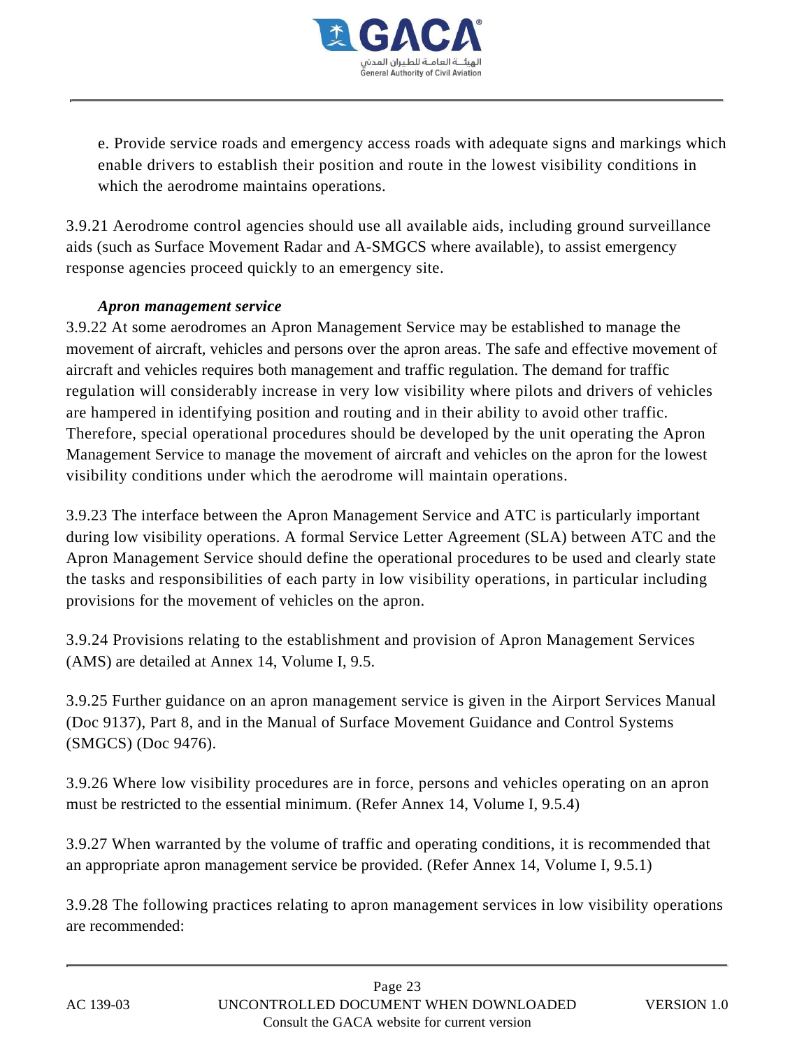e. Provide service roads and emergency access roads with adequate signs and markings which enable drivers to establish their position and route in the lowest visibility conditions in which the aerodrome maintains operations.

3.9.21 Aerodrome control agencies should use all available aids, including ground surveillance aids (such as Surface Movement Radar and A-SMGCS where available), to assist emergency response agencies proceed quickly to an emergency site.

***Apron management service***

3.9.22 At some aerodromes an Apron Management Service may be established to manage the movement of aircraft, vehicles and persons over the apron areas. The safe and effective movement of aircraft and vehicles requires both management and traffic regulation. The demand for traffic regulation will considerably increase in very low visibility where pilots and drivers of vehicles are hampered in identifying position and routing and in their ability to avoid other traffic. Therefore, special operational procedures should be developed by the unit operating the Apron Management Service to manage the movement of aircraft and vehicles on the apron for the lowest visibility conditions under which the aerodrome will maintain operations.

3.9.23 The interface between the Apron Management Service and ATC is particularly important during low visibility operations. A formal Service Letter Agreement (SLA) between ATC and the Apron Management Service should define the operational procedures to be used and clearly state the tasks and responsibilities of each party in low visibility operations, in particular including provisions for the movement of vehicles on the apron.

3.9.24 Provisions relating to the establishment and provision of Apron Management Services (AMS) are detailed at Annex 14, Volume I, 9.5.

3.9.25 Further guidance on an apron management service is given in the Airport Services Manual (Doc 9137), Part 8, and in the Manual of Surface Movement Guidance and Control Systems (SMGCS) (Doc 9476).

3.9.26 Where low visibility procedures are in force, persons and vehicles operating on an apron must be restricted to the essential minimum. (Refer Annex 14, Volume I, 9.5.4)

3.9.27 When warranted by the volume of traffic and operating conditions, it is recommended that an appropriate apron management service be provided. (Refer Annex 14, Volume I, 9.5.1)

3.9.28 The following practices relating to apron management services in low visibility operations are recommended: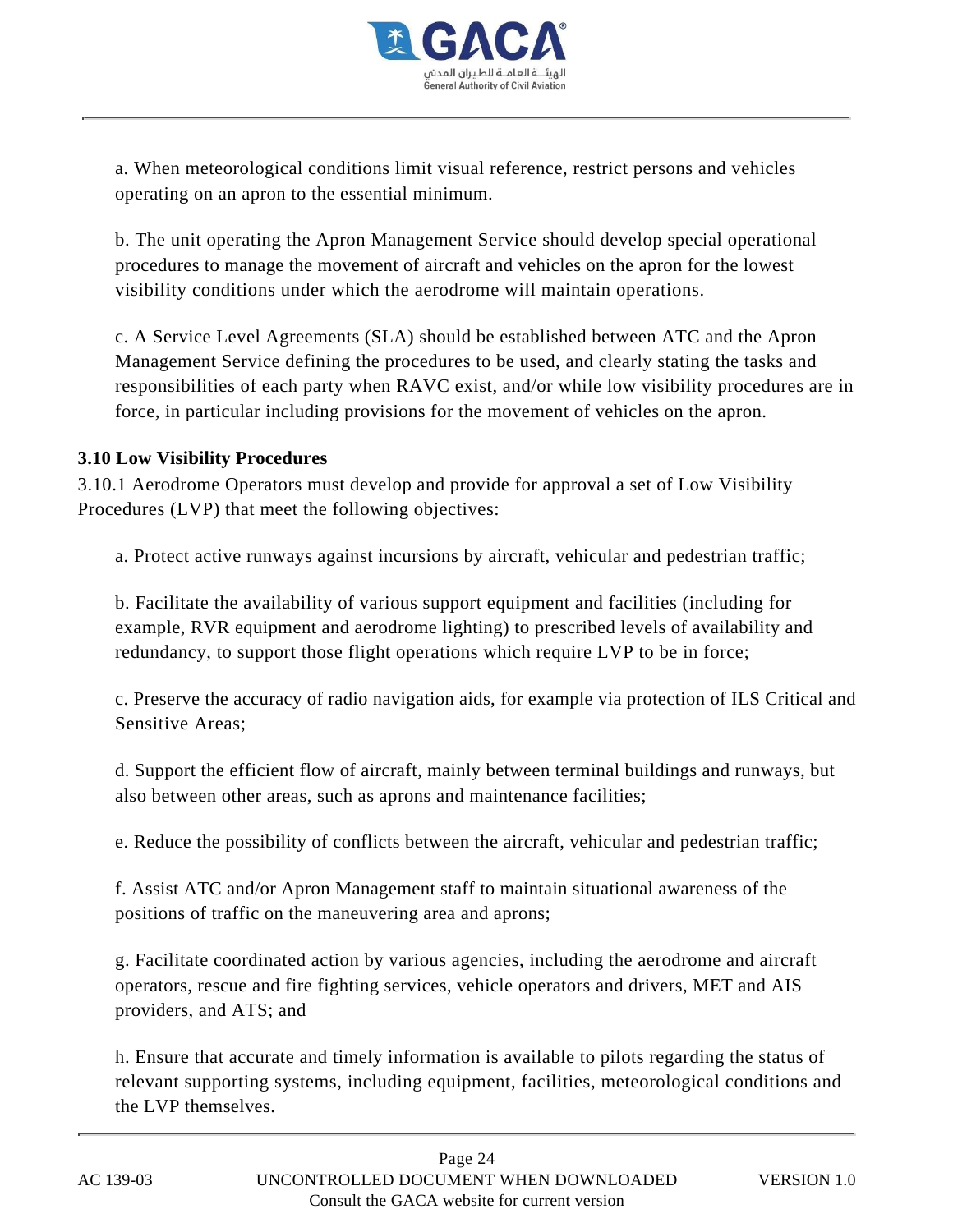a. When meteorological conditions limit visual reference, restrict persons and vehicles operating on an apron to the essential minimum.

b. The unit operating the Apron Management Service should develop special operational procedures to manage the movement of aircraft and vehicles on the apron for the lowest visibility conditions under which the aerodrome will maintain operations.

c. A Service Level Agreements (SLA) should be established between ATC and the Apron Management Service defining the procedures to be used, and clearly stating the tasks and responsibilities of each party when RAVC exist, and/or while low visibility procedures are in force, in particular including provisions for the movement of vehicles on the apron.

### 3.10 Low Visibility Procedures

3.10.1 Aerodrome Operators must develop and provide for approval a set of Low Visibility Procedures (LVP) that meet the following objectives:

a. Protect active runways against incursions by aircraft, vehicular and pedestrian traffic;

b. Facilitate the availability of various support equipment and facilities (including for example, RVR equipment and aerodrome lighting) to prescribed levels of availability and redundancy, to support those flight operations which require LVP to be in force;

c. Preserve the accuracy of radio navigation aids, for example via protection of ILS Critical and Sensitive Areas;

d. Support the efficient flow of aircraft, mainly between terminal buildings and runways, but also between other areas, such as aprons and maintenance facilities;

e. Reduce the possibility of conflicts between the aircraft, vehicular and pedestrian traffic;

f. Assist ATC and/or Apron Management staff to maintain situational awareness of the positions of traffic on the maneuvering area and aprons;

g. Facilitate coordinated action by various agencies, including the aerodrome and aircraft operators, rescue and fire fighting services, vehicle operators and drivers, MET and AIS providers, and ATS; and

h. Ensure that accurate and timely information is available to pilots regarding the status of relevant supporting systems, including equipment, facilities, meteorological conditions and the LVP themselves.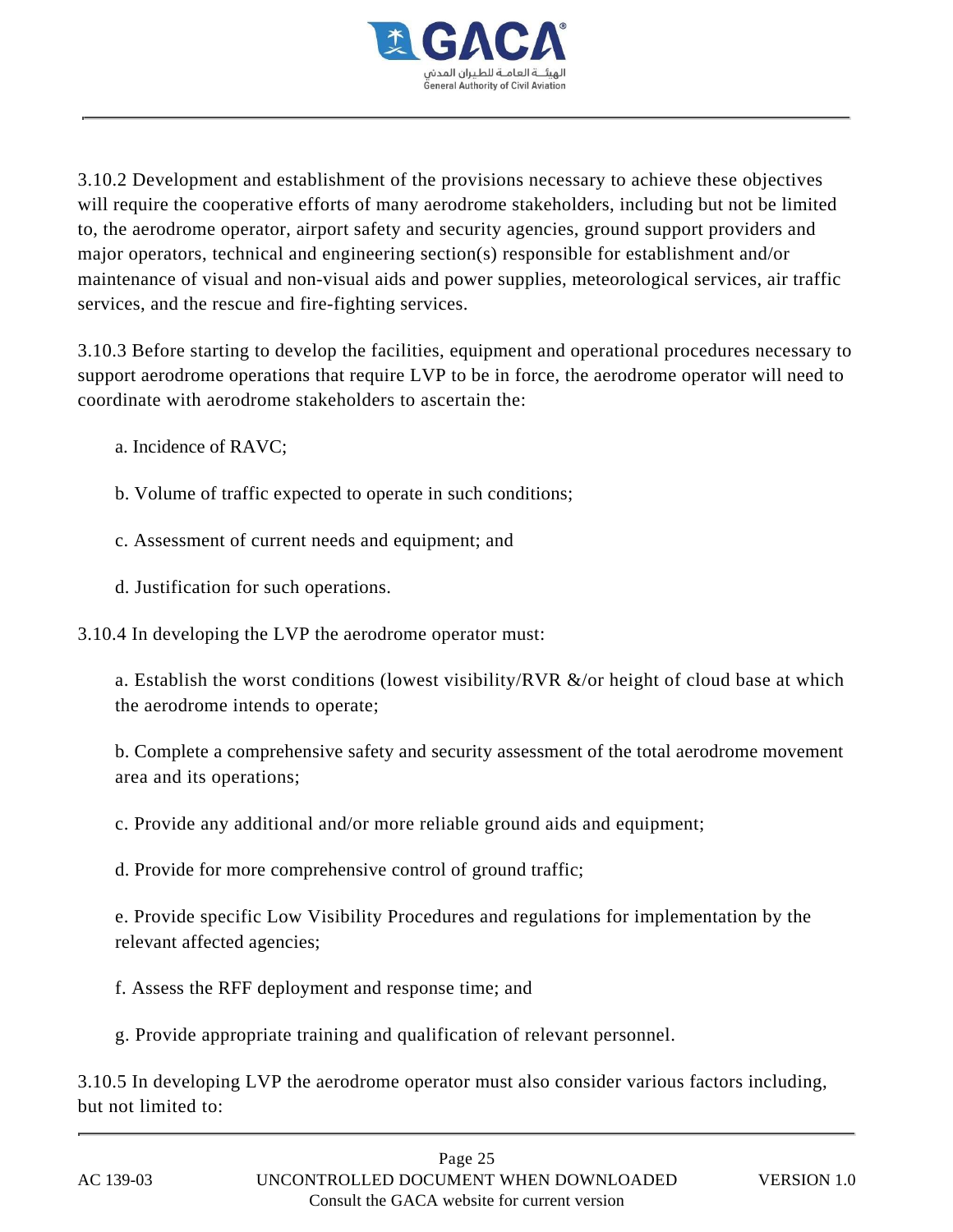3.10.2 Development and establishment of the provisions necessary to achieve these objectives will require the cooperative efforts of many aerodrome stakeholders, including but not be limited to, the aerodrome operator, airport safety and security agencies, ground support providers and major operators, technical and engineering section(s) responsible for establishment and/or maintenance of visual and non-visual aids and power supplies, meteorological services, air traffic services, and the rescue and fire-fighting services.

3.10.3 Before starting to develop the facilities, equipment and operational procedures necessary to support aerodrome operations that require LVP to be in force, the aerodrome operator will need to coordinate with aerodrome stakeholders to ascertain the:

a. Incidence of RAVC;

b. Volume of traffic expected to operate in such conditions;

c. Assessment of current needs and equipment; and

d. Justification for such operations.

3.10.4 In developing the LVP the aerodrome operator must:

a. Establish the worst conditions (lowest visibility/RVR &/or height of cloud base at which the aerodrome intends to operate;

b. Complete a comprehensive safety and security assessment of the total aerodrome movement area and its operations;

c. Provide any additional and/or more reliable ground aids and equipment;

d. Provide for more comprehensive control of ground traffic;

e. Provide specific Low Visibility Procedures and regulations for implementation by the relevant affected agencies;

f. Assess the RFF deployment and response time; and

g. Provide appropriate training and qualification of relevant personnel.

3.10.5 In developing LVP the aerodrome operator must also consider various factors including, but not limited to: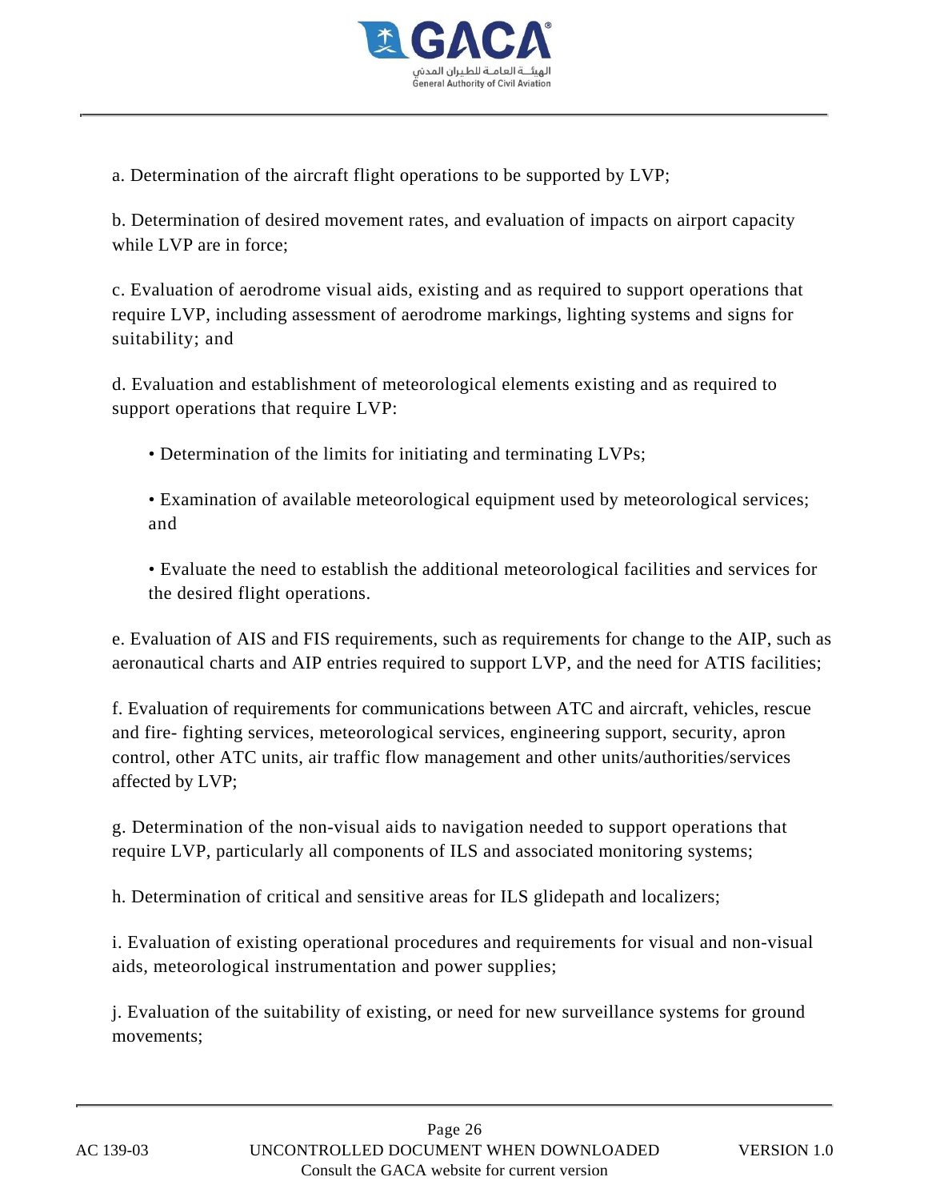a. Determination of the aircraft flight operations to be supported by LVP;

b. Determination of desired movement rates, and evaluation of impacts on airport capacity while LVP are in force;

c. Evaluation of aerodrome visual aids, existing and as required to support operations that require LVP, including assessment of aerodrome markings, lighting systems and signs for suitability; and

d. Evaluation and establishment of meteorological elements existing and as required to support operations that require LVP:

- Determination of the limits for initiating and terminating LVPs;
- Examination of available meteorological equipment used by meteorological services; and
- Evaluate the need to establish the additional meteorological facilities and services for the desired flight operations.

e. Evaluation of AIS and FIS requirements, such as requirements for change to the AIP, such as aeronautical charts and AIP entries required to support LVP, and the need for ATIS facilities;

f. Evaluation of requirements for communications between ATC and aircraft, vehicles, rescue and fire- fighting services, meteorological services, engineering support, security, apron control, other ATC units, air traffic flow management and other units/authorities/services affected by LVP;

g. Determination of the non-visual aids to navigation needed to support operations that require LVP, particularly all components of ILS and associated monitoring systems;

h. Determination of critical and sensitive areas for ILS glidepath and localizers;

i. Evaluation of existing operational procedures and requirements for visual and non-visual aids, meteorological instrumentation and power supplies;

j. Evaluation of the suitability of existing, or need for new surveillance systems for ground movements;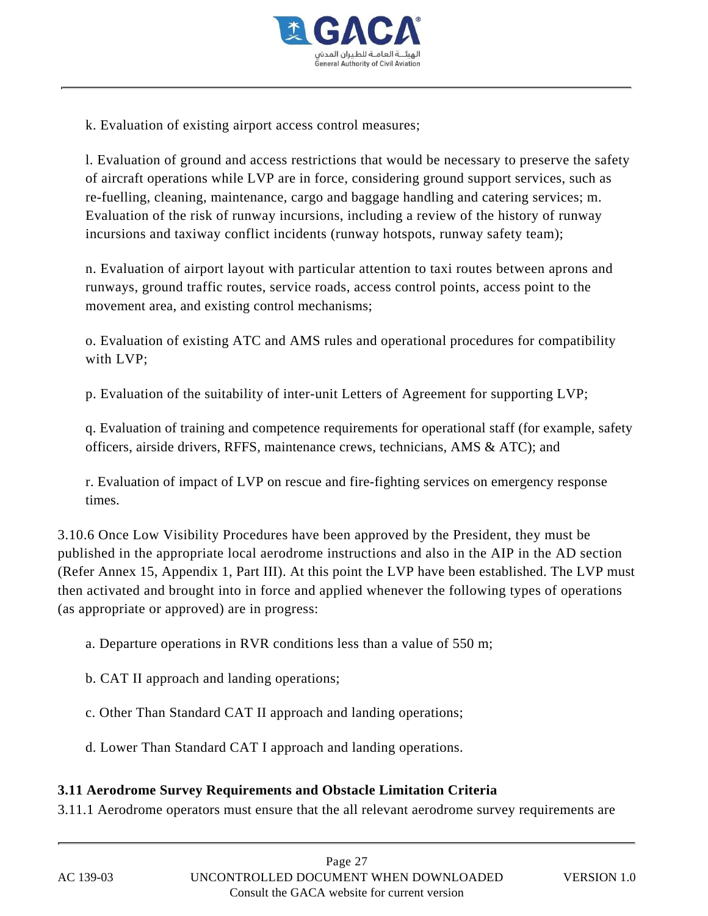k. Evaluation of existing airport access control measures;

l. Evaluation of ground and access restrictions that would be necessary to preserve the safety of aircraft operations while LVP are in force, considering ground support services, such as re-fuelling, cleaning, maintenance, cargo and baggage handling and catering services; m. Evaluation of the risk of runway incursions, including a review of the history of runway incursions and taxiway conflict incidents (runway hotspots, runway safety team);

n. Evaluation of airport layout with particular attention to taxi routes between aprons and runways, ground traffic routes, service roads, access control points, access point to the movement area, and existing control mechanisms;

o. Evaluation of existing ATC and AMS rules and operational procedures for compatibility with LVP;

p. Evaluation of the suitability of inter-unit Letters of Agreement for supporting LVP;

q. Evaluation of training and competence requirements for operational staff (for example, safety officers, airside drivers, RFFS, maintenance crews, technicians, AMS & ATC); and

r. Evaluation of impact of LVP on rescue and fire-fighting services on emergency response times.

3.10.6 Once Low Visibility Procedures have been approved by the President, they must be published in the appropriate local aerodrome instructions and also in the AIP in the AD section (Refer Annex 15, Appendix 1, Part III). At this point the LVP have been established. The LVP must then activated and brought into in force and applied whenever the following types of operations (as appropriate or approved) are in progress:

a. Departure operations in RVR conditions less than a value of 550 m;

b. CAT II approach and landing operations;

c. Other Than Standard CAT II approach and landing operations;

d. Lower Than Standard CAT I approach and landing operations.

### 3.11 Aerodrome Survey Requirements and Obstacle Limitation Criteria

3.11.1 Aerodrome operators must ensure that the all relevant aerodrome survey requirements are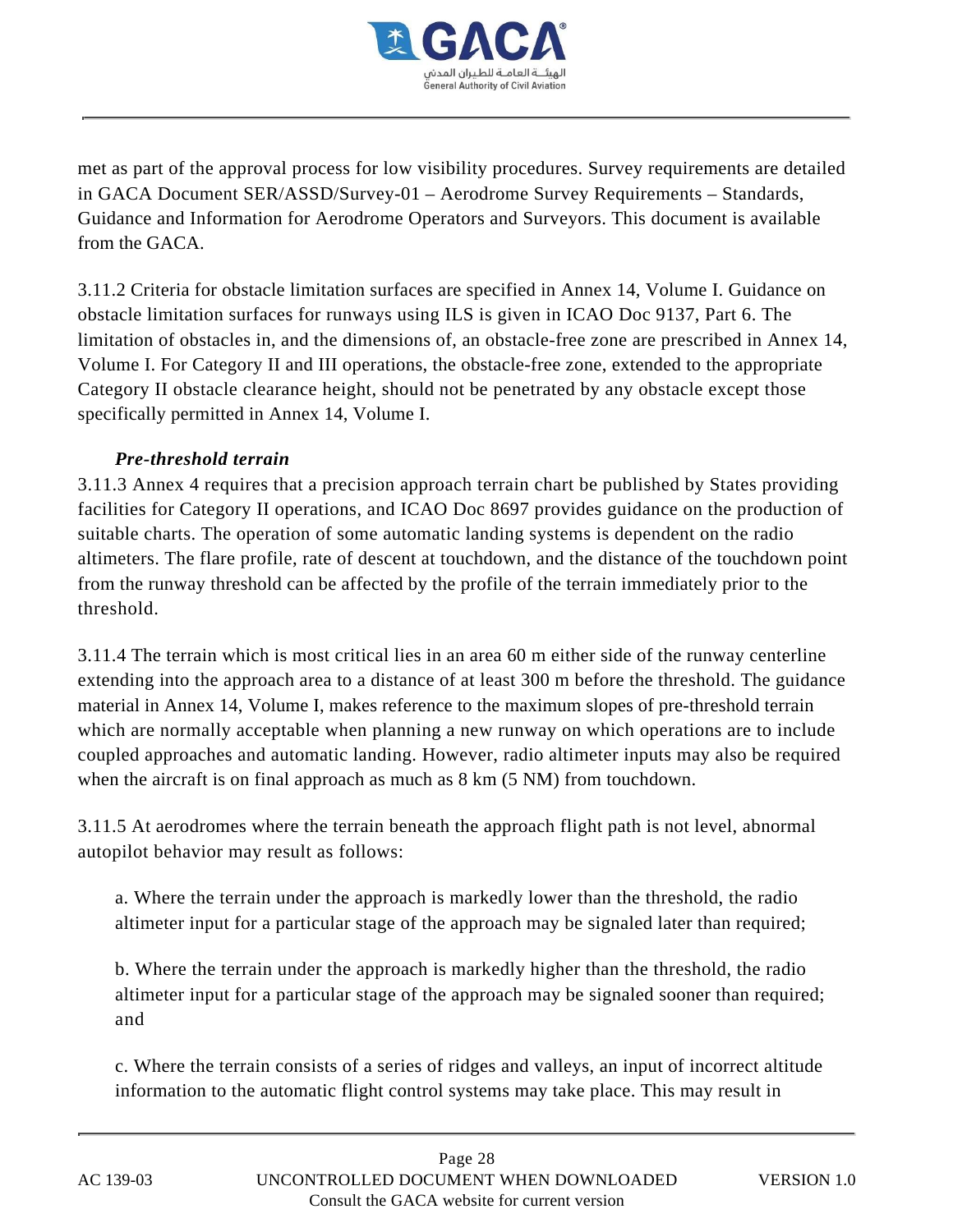met as part of the approval process for low visibility procedures. Survey requirements are detailed in GACA Document SER/ASSD/Survey-01 – Aerodrome Survey Requirements – Standards, Guidance and Information for Aerodrome Operators and Surveyors. This document is available from the GACA.

3.11.2 Criteria for obstacle limitation surfaces are specified in Annex 14, Volume I. Guidance on obstacle limitation surfaces for runways using ILS is given in ICAO Doc 9137, Part 6. The limitation of obstacles in, and the dimensions of, an obstacle-free zone are prescribed in Annex 14, Volume I. For Category II and III operations, the obstacle-free zone, extended to the appropriate Category II obstacle clearance height, should not be penetrated by any obstacle except those specifically permitted in Annex 14, Volume I.

***Pre-threshold terrain***

3.11.3 Annex 4 requires that a precision approach terrain chart be published by States providing facilities for Category II operations, and ICAO Doc 8697 provides guidance on the production of suitable charts. The operation of some automatic landing systems is dependent on the radio altimeters. The flare profile, rate of descent at touchdown, and the distance of the touchdown point from the runway threshold can be affected by the profile of the terrain immediately prior to the threshold.

3.11.4 The terrain which is most critical lies in an area 60 m either side of the runway centerline extending into the approach area to a distance of at least 300 m before the threshold. The guidance material in Annex 14, Volume I, makes reference to the maximum slopes of pre-threshold terrain which are normally acceptable when planning a new runway on which operations are to include coupled approaches and automatic landing. However, radio altimeter inputs may also be required when the aircraft is on final approach as much as 8 km (5 NM) from touchdown.

3.11.5 At aerodromes where the terrain beneath the approach flight path is not level, abnormal autopilot behavior may result as follows:

a. Where the terrain under the approach is markedly lower than the threshold, the radio altimeter input for a particular stage of the approach may be signaled later than required;

b. Where the terrain under the approach is markedly higher than the threshold, the radio altimeter input for a particular stage of the approach may be signaled sooner than required; and

c. Where the terrain consists of a series of ridges and valleys, an input of incorrect altitude information to the automatic flight control systems may take place. This may result in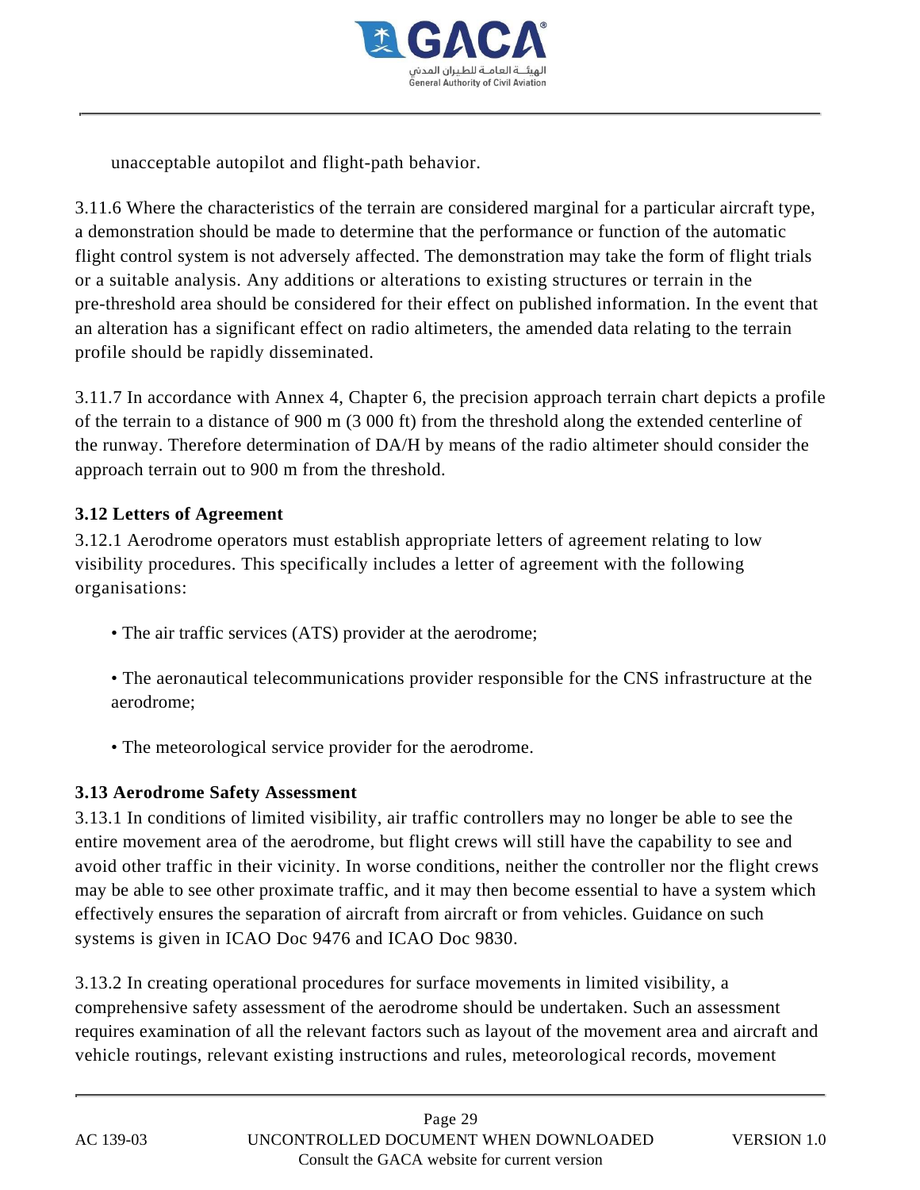unacceptable autopilot and flight-path behavior.

3.11.6 Where the characteristics of the terrain are considered marginal for a particular aircraft type, a demonstration should be made to determine that the performance or function of the automatic flight control system is not adversely affected. The demonstration may take the form of flight trials or a suitable analysis. Any additions or alterations to existing structures or terrain in the pre-threshold area should be considered for their effect on published information. In the event that an alteration has a significant effect on radio altimeters, the amended data relating to the terrain profile should be rapidly disseminated.

3.11.7 In accordance with Annex 4, Chapter 6, the precision approach terrain chart depicts a profile of the terrain to a distance of 900 m (3 000 ft) from the threshold along the extended centerline of the runway. Therefore determination of DA/H by means of the radio altimeter should consider the approach terrain out to 900 m from the threshold.

### 3.12 Letters of Agreement

3.12.1 Aerodrome operators must establish appropriate letters of agreement relating to low visibility procedures. This specifically includes a letter of agreement with the following organisations:

- The air traffic services (ATS) provider at the aerodrome;
- The aeronautical telecommunications provider responsible for the CNS infrastructure at the aerodrome;
- The meteorological service provider for the aerodrome.

### 3.13 Aerodrome Safety Assessment

3.13.1 In conditions of limited visibility, air traffic controllers may no longer be able to see the entire movement area of the aerodrome, but flight crews will still have the capability to see and avoid other traffic in their vicinity. In worse conditions, neither the controller nor the flight crews may be able to see other proximate traffic, and it may then become essential to have a system which effectively ensures the separation of aircraft from aircraft or from vehicles. Guidance on such systems is given in ICAO Doc 9476 and ICAO Doc 9830.

3.13.2 In creating operational procedures for surface movements in limited visibility, a comprehensive safety assessment of the aerodrome should be undertaken. Such an assessment requires examination of all the relevant factors such as layout of the movement area and aircraft and vehicle routings, relevant existing instructions and rules, meteorological records, movement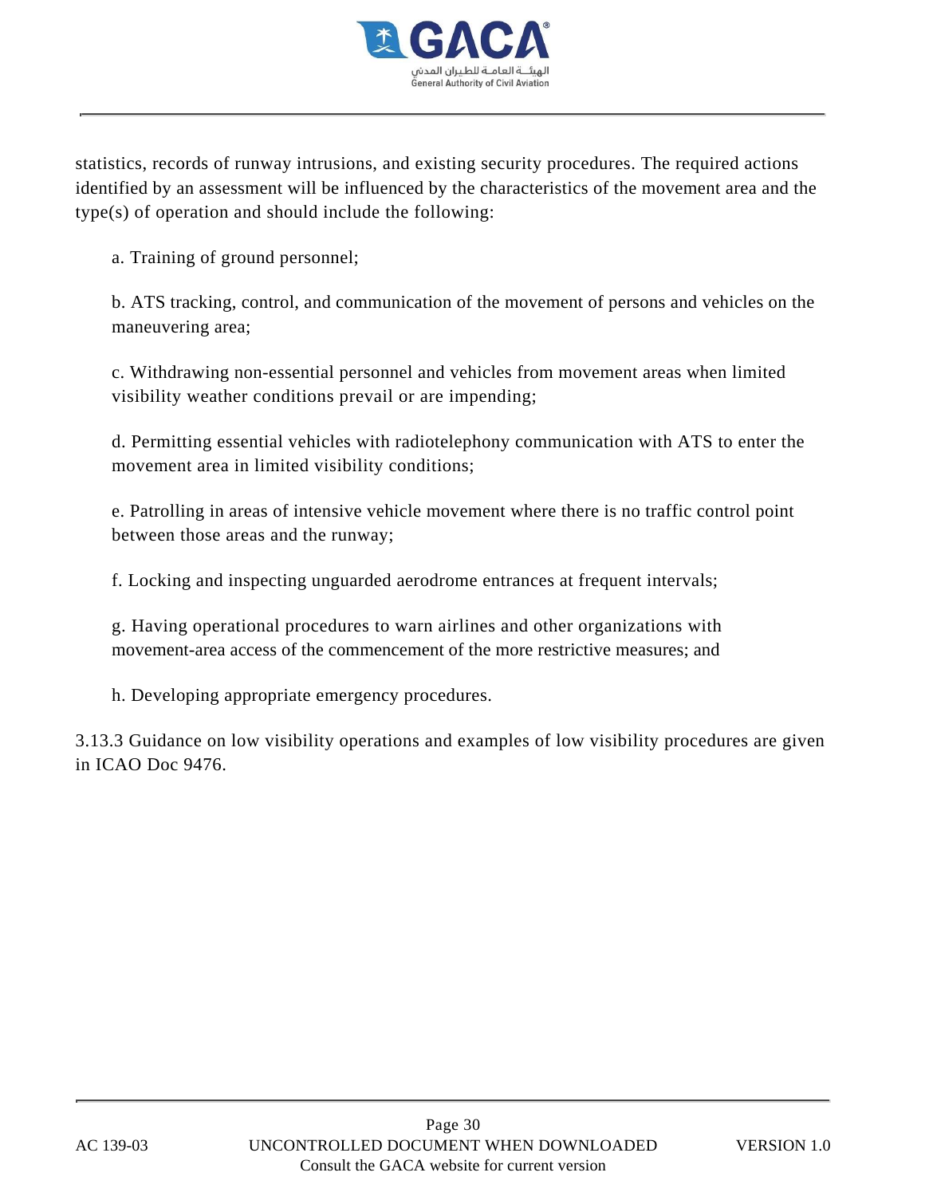statistics, records of runway intrusions, and existing security procedures. The required actions identified by an assessment will be influenced by the characteristics of the movement area and the type(s) of operation and should include the following:

a. Training of ground personnel;

b. ATS tracking, control, and communication of the movement of persons and vehicles on the maneuvering area;

c. Withdrawing non-essential personnel and vehicles from movement areas when limited visibility weather conditions prevail or are impending;

d. Permitting essential vehicles with radiotelephony communication with ATS to enter the movement area in limited visibility conditions;

e. Patrolling in areas of intensive vehicle movement where there is no traffic control point between those areas and the runway;

f. Locking and inspecting unguarded aerodrome entrances at frequent intervals;

g. Having operational procedures to warn airlines and other organizations with movement-area access of the commencement of the more restrictive measures; and

h. Developing appropriate emergency procedures.

3.13.3 Guidance on low visibility operations and examples of low visibility procedures are given in ICAO Doc 9476.